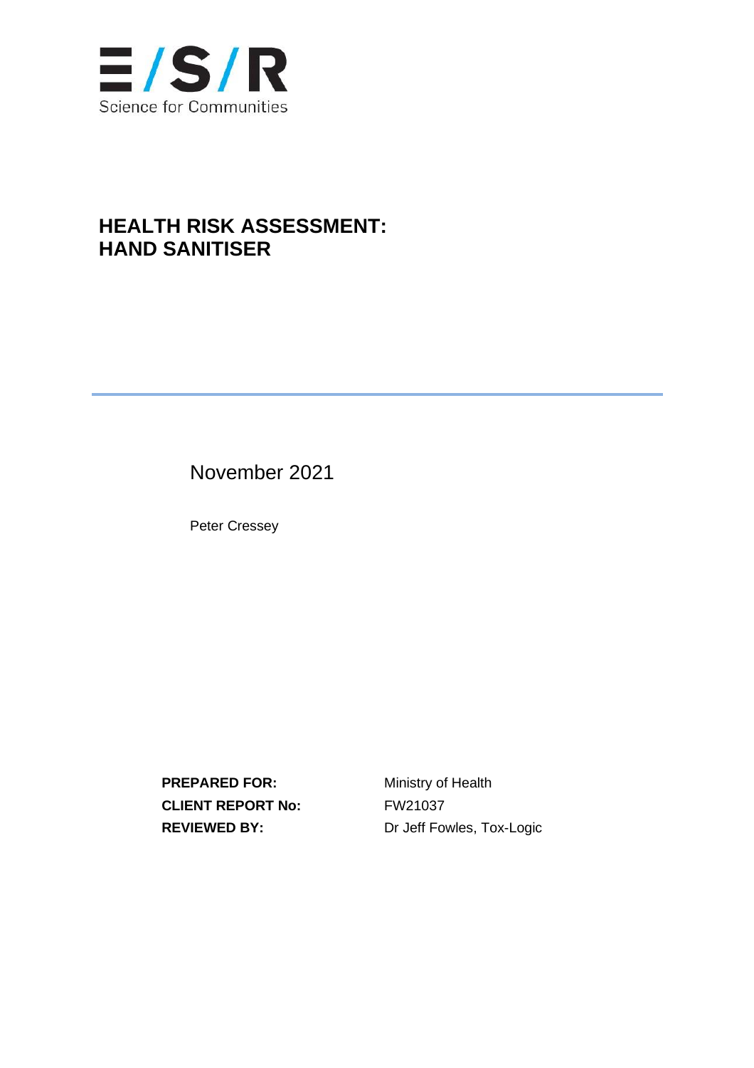E/S/R

Science for Communities

# HEALTH RISK ASSESSMENT: HAND SANITISER

November 2021

Peter Cressey

| | |
|---|---|
| **PREPARED FOR:** | Ministry of Health |
| **CLIENT REPORT No:** | FW21037 |
| **REVIEWED BY:** | Dr Jeff Fowles, Tox-Logic |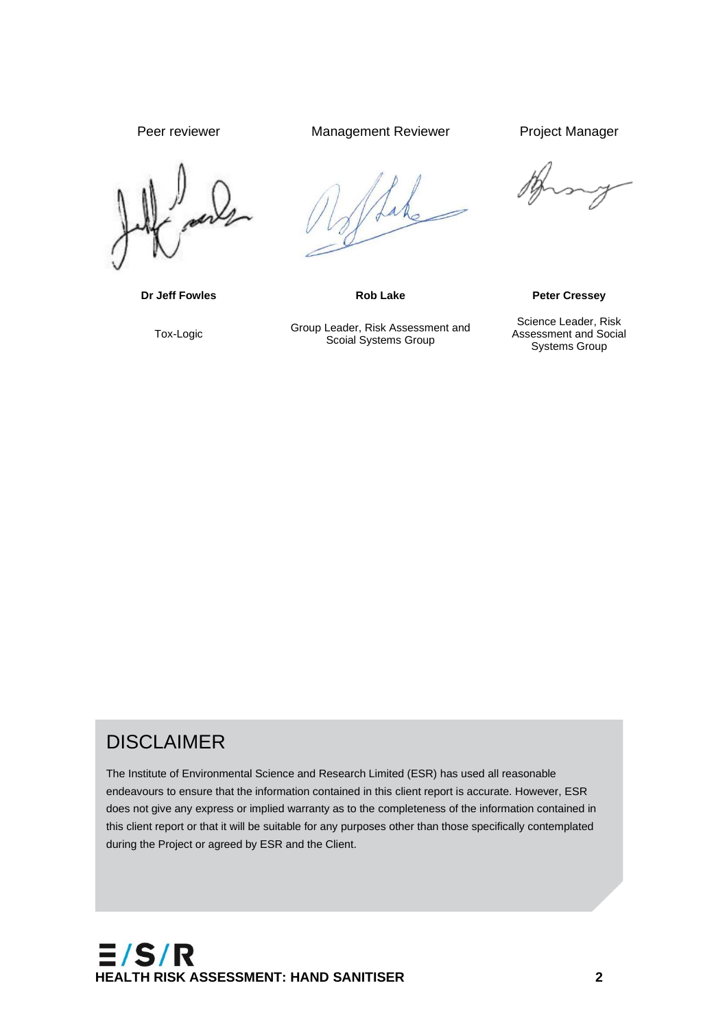| Peer reviewer | Management Reviewer | Project Manager |
| --- | --- | --- |
| **Dr Jeff Fowles** | **Rob Lake** | **Peter Cressey** |
| Tox-Logic | Group Leader, Risk Assessment and Scoial Systems Group | Science Leader, Risk Assessment and Social Systems Group |

## DISCLAIMER

The Institute of Environmental Science and Research Limited (ESR) has used all reasonable endeavours to ensure that the information contained in this client report is accurate. However, ESR does not give any express or implied warranty as to the completeness of the information contained in this client report or that it will be suitable for any purposes other than those specifically contemplated during the Project or agreed by ESR and the Client.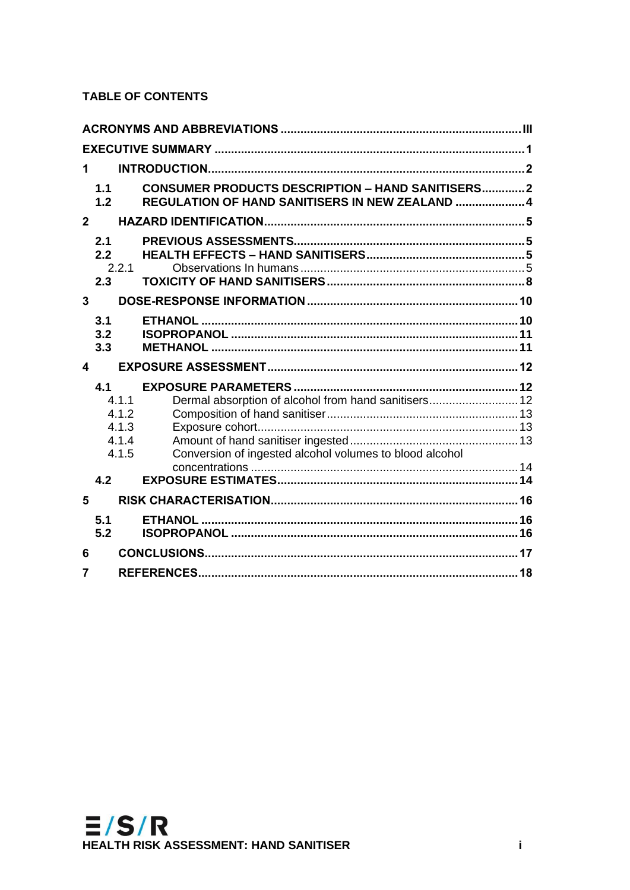**TABLE OF CONTENTS**

**ACRONYMS AND ABBREVIATIONS** ........ III

**EXECUTIVE SUMMARY** ........ 1

**1 INTRODUCTION** ........ 2

- **1.1 CONSUMER PRODUCTS DESCRIPTION – HAND SANITISERS** ........ 2
- **1.2 REGULATION OF HAND SANITISERS IN NEW ZEALAND** ........ 4

**2 HAZARD IDENTIFICATION** ........ 5

- **2.1 PREVIOUS ASSESSMENTS** ........ 5
- **2.2 HEALTH EFFECTS – HAND SANITISERS** ........ 5
  - 2.2.1 Observations In humans ........ 5
- **2.3 TOXICITY OF HAND SANITISERS** ........ 8

**3 DOSE-RESPONSE INFORMATION** ........ 10

- **3.1 ETHANOL** ........ 10
- **3.2 ISOPROPANOL** ........ 11
- **3.3 METHANOL** ........ 11

**4 EXPOSURE ASSESSMENT** ........ 12

- **4.1 EXPOSURE PARAMETERS** ........ 12
  - 4.1.1 Dermal absorption of alcohol from hand sanitisers ........ 12
  - 4.1.2 Composition of hand sanitiser ........ 13
  - 4.1.3 Exposure cohort ........ 13
  - 4.1.4 Amount of hand sanitiser ingested ........ 13
  - 4.1.5 Conversion of ingested alcohol volumes to blood alcohol concentrations ........ 14
- **4.2 EXPOSURE ESTIMATES** ........ 14

**5 RISK CHARACTERISATION** ........ 16

- **5.1 ETHANOL** ........ 16
- **5.2 ISOPROPANOL** ........ 16

**6 CONCLUSIONS** ........ 17

**7 REFERENCES** ........ 18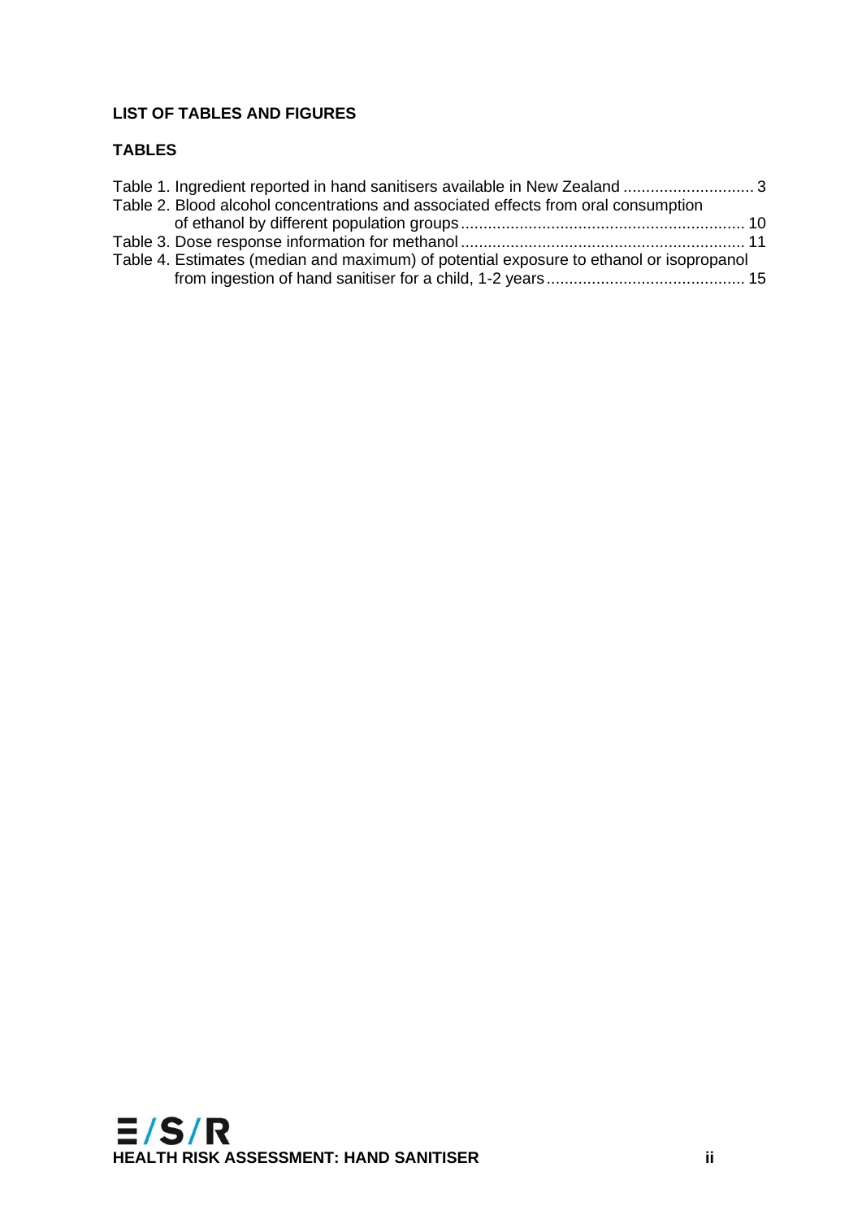**LIST OF TABLES AND FIGURES**

**TABLES**

Table 1. Ingredient reported in hand sanitisers available in New Zealand ............................ 3

Table 2. Blood alcohol concentrations and associated effects from oral consumption of ethanol by different population groups ............................................................... 10

Table 3. Dose response information for methanol ............................................................... 11

Table 4. Estimates (median and maximum) of potential exposure to ethanol or isopropanol from ingestion of hand sanitiser for a child, 1-2 years ............................................ 15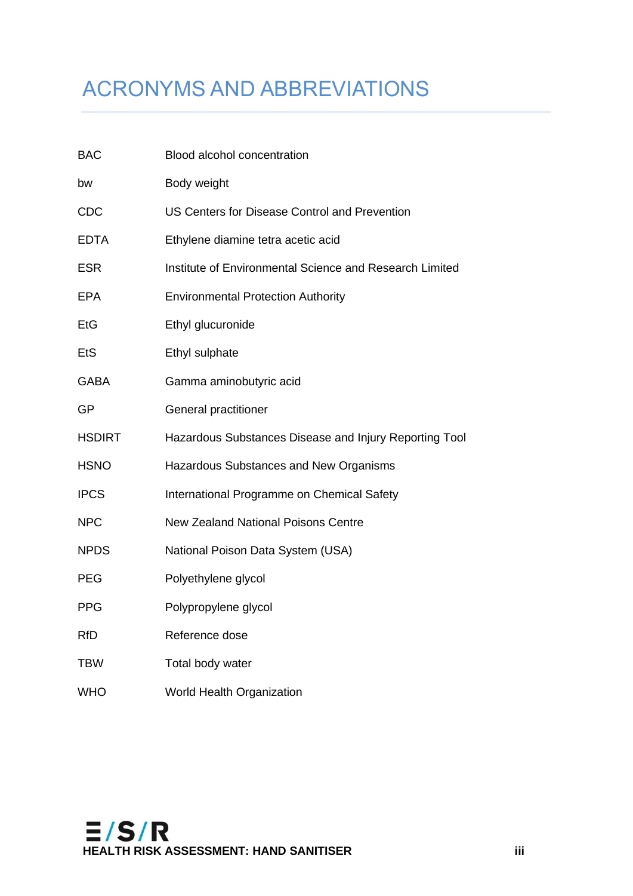# ACRONYMS AND ABBREVIATIONS

| | |
|---|---|
| BAC | Blood alcohol concentration |
| bw | Body weight |
| CDC | US Centers for Disease Control and Prevention |
| EDTA | Ethylene diamine tetra acetic acid |
| ESR | Institute of Environmental Science and Research Limited |
| EPA | Environmental Protection Authority |
| EtG | Ethyl glucuronide |
| EtS | Ethyl sulphate |
| GABA | Gamma aminobutyric acid |
| GP | General practitioner |
| HSDIRT | Hazardous Substances Disease and Injury Reporting Tool |
| HSNO | Hazardous Substances and New Organisms |
| IPCS | International Programme on Chemical Safety |
| NPC | New Zealand National Poisons Centre |
| NPDS | National Poison Data System (USA) |
| PEG | Polyethylene glycol |
| PPG | Polypropylene glycol |
| RfD | Reference dose |
| TBW | Total body water |
| WHO | World Health Organization |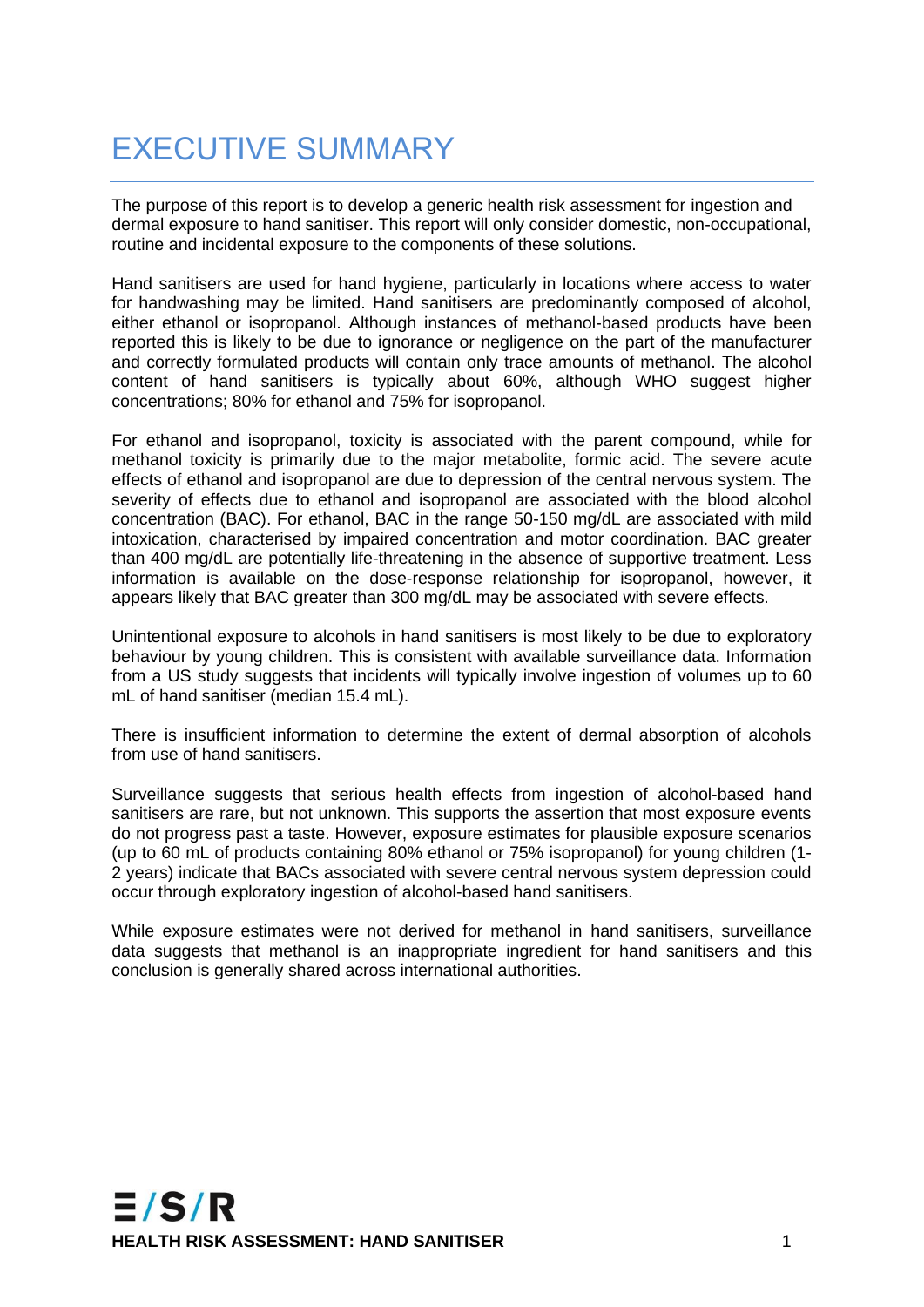# EXECUTIVE SUMMARY

The purpose of this report is to develop a generic health risk assessment for ingestion and dermal exposure to hand sanitiser. This report will only consider domestic, non-occupational, routine and incidental exposure to the components of these solutions.

Hand sanitisers are used for hand hygiene, particularly in locations where access to water for handwashing may be limited. Hand sanitisers are predominantly composed of alcohol, either ethanol or isopropanol. Although instances of methanol-based products have been reported this is likely to be due to ignorance or negligence on the part of the manufacturer and correctly formulated products will contain only trace amounts of methanol. The alcohol content of hand sanitisers is typically about 60%, although WHO suggest higher concentrations; 80% for ethanol and 75% for isopropanol.

For ethanol and isopropanol, toxicity is associated with the parent compound, while for methanol toxicity is primarily due to the major metabolite, formic acid. The severe acute effects of ethanol and isopropanol are due to depression of the central nervous system. The severity of effects due to ethanol and isopropanol are associated with the blood alcohol concentration (BAC). For ethanol, BAC in the range 50-150 mg/dL are associated with mild intoxication, characterised by impaired concentration and motor coordination. BAC greater than 400 mg/dL are potentially life-threatening in the absence of supportive treatment. Less information is available on the dose-response relationship for isopropanol, however, it appears likely that BAC greater than 300 mg/dL may be associated with severe effects.

Unintentional exposure to alcohols in hand sanitisers is most likely to be due to exploratory behaviour by young children. This is consistent with available surveillance data. Information from a US study suggests that incidents will typically involve ingestion of volumes up to 60 mL of hand sanitiser (median 15.4 mL).

There is insufficient information to determine the extent of dermal absorption of alcohols from use of hand sanitisers.

Surveillance suggests that serious health effects from ingestion of alcohol-based hand sanitisers are rare, but not unknown. This supports the assertion that most exposure events do not progress past a taste. However, exposure estimates for plausible exposure scenarios (up to 60 mL of products containing 80% ethanol or 75% isopropanol) for young children (1-2 years) indicate that BACs associated with severe central nervous system depression could occur through exploratory ingestion of alcohol-based hand sanitisers.

While exposure estimates were not derived for methanol in hand sanitisers, surveillance data suggests that methanol is an inappropriate ingredient for hand sanitisers and this conclusion is generally shared across international authorities.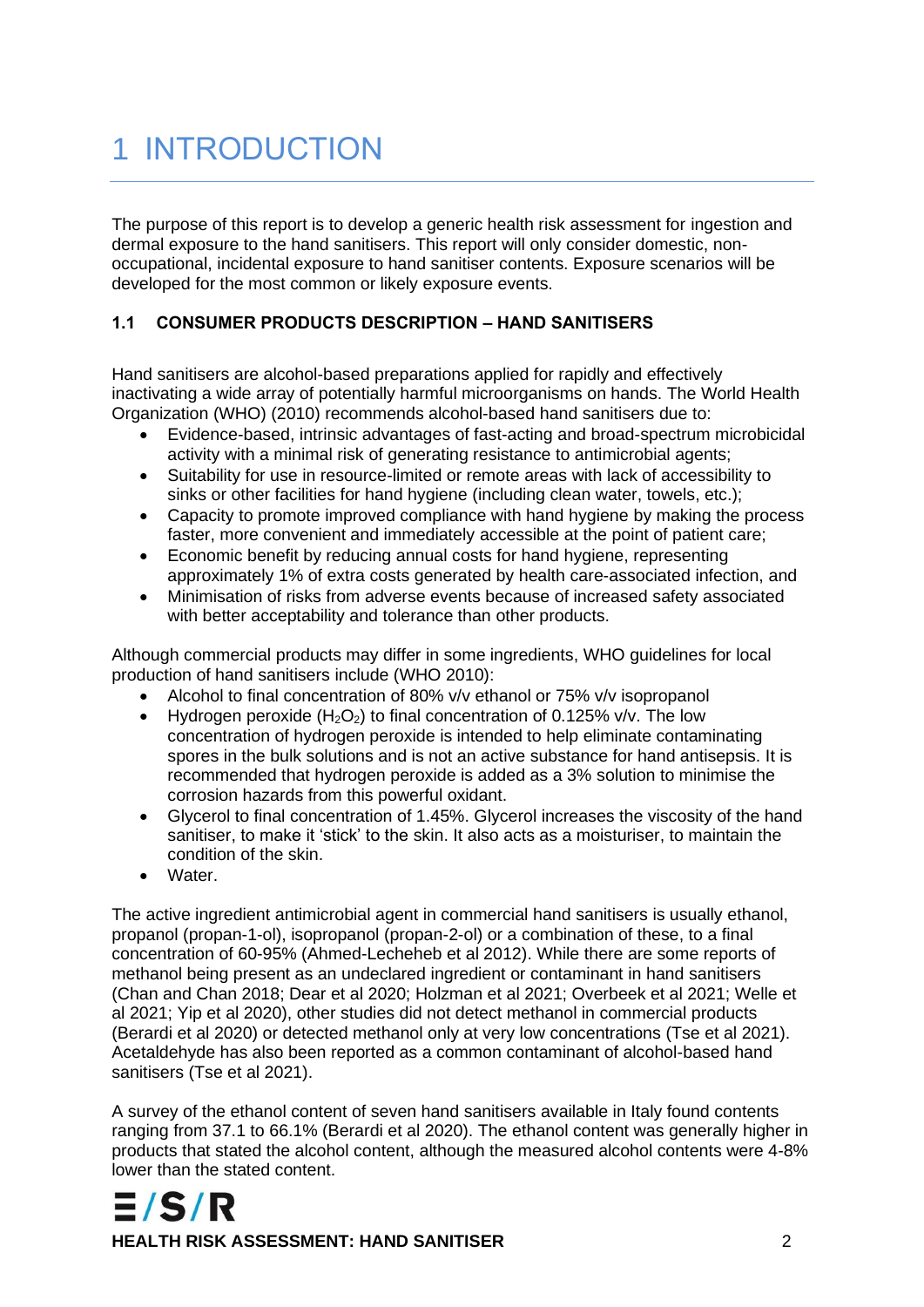# 1 INTRODUCTION

The purpose of this report is to develop a generic health risk assessment for ingestion and dermal exposure to the hand sanitisers. This report will only consider domestic, non-occupational, incidental exposure to hand sanitiser contents. Exposure scenarios will be developed for the most common or likely exposure events.

### 1.1 CONSUMER PRODUCTS DESCRIPTION – HAND SANITISERS

Hand sanitisers are alcohol-based preparations applied for rapidly and effectively inactivating a wide array of potentially harmful microorganisms on hands. The World Health Organization (WHO) (2010) recommends alcohol-based hand sanitisers due to:

- Evidence-based, intrinsic advantages of fast-acting and broad-spectrum microbicidal activity with a minimal risk of generating resistance to antimicrobial agents;
- Suitability for use in resource-limited or remote areas with lack of accessibility to sinks or other facilities for hand hygiene (including clean water, towels, etc.);
- Capacity to promote improved compliance with hand hygiene by making the process faster, more convenient and immediately accessible at the point of patient care;
- Economic benefit by reducing annual costs for hand hygiene, representing approximately 1% of extra costs generated by health care-associated infection, and
- Minimisation of risks from adverse events because of increased safety associated with better acceptability and tolerance than other products.

Although commercial products may differ in some ingredients, WHO guidelines for local production of hand sanitisers include (WHO 2010):

- Alcohol to final concentration of 80% v/v ethanol or 75% v/v isopropanol
- Hydrogen peroxide ($H_2O_2$) to final concentration of 0.125% v/v. The low concentration of hydrogen peroxide is intended to help eliminate contaminating spores in the bulk solutions and is not an active substance for hand antisepsis. It is recommended that hydrogen peroxide is added as a 3% solution to minimise the corrosion hazards from this powerful oxidant.
- Glycerol to final concentration of 1.45%. Glycerol increases the viscosity of the hand sanitiser, to make it 'stick' to the skin. It also acts as a moisturiser, to maintain the condition of the skin.
- Water.

The active ingredient antimicrobial agent in commercial hand sanitisers is usually ethanol, propanol (propan-1-ol), isopropanol (propan-2-ol) or a combination of these, to a final concentration of 60-95% (Ahmed-Lecheheb et al 2012). While there are some reports of methanol being present as an undeclared ingredient or contaminant in hand sanitisers (Chan and Chan 2018; Dear et al 2020; Holzman et al 2021; Overbeek et al 2021; Welle et al 2021; Yip et al 2020), other studies did not detect methanol in commercial products (Berardi et al 2020) or detected methanol only at very low concentrations (Tse et al 2021). Acetaldehyde has also been reported as a common contaminant of alcohol-based hand sanitisers (Tse et al 2021).

A survey of the ethanol content of seven hand sanitisers available in Italy found contents ranging from 37.1 to 66.1% (Berardi et al 2020). The ethanol content was generally higher in products that stated the alcohol content, although the measured alcohol contents were 4-8% lower than the stated content.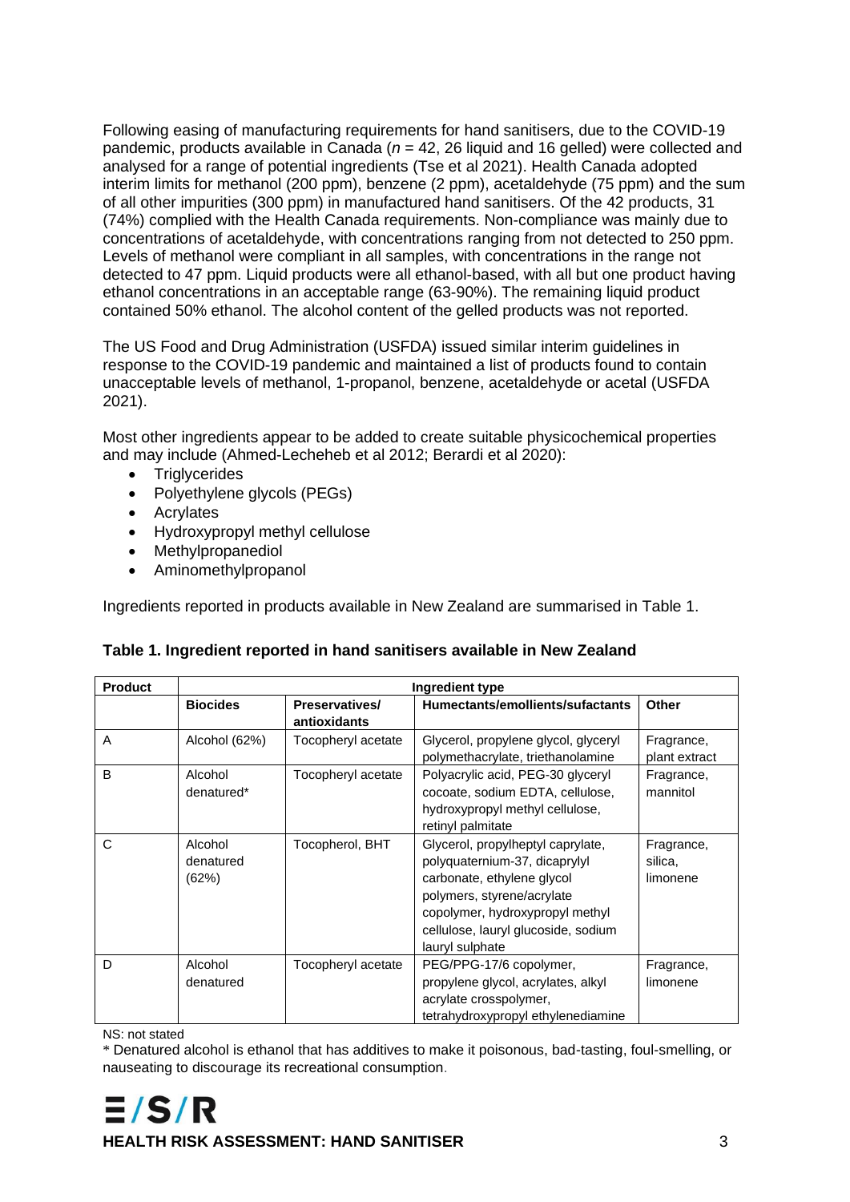Following easing of manufacturing requirements for hand sanitisers, due to the COVID-19 pandemic, products available in Canada ($n$ = 42, 26 liquid and 16 gelled) were collected and analysed for a range of potential ingredients (Tse et al 2021). Health Canada adopted interim limits for methanol (200 ppm), benzene (2 ppm), acetaldehyde (75 ppm) and the sum of all other impurities (300 ppm) in manufactured hand sanitisers. Of the 42 products, 31 (74%) complied with the Health Canada requirements. Non-compliance was mainly due to concentrations of acetaldehyde, with concentrations ranging from not detected to 250 ppm. Levels of methanol were compliant in all samples, with concentrations in the range not detected to 47 ppm. Liquid products were all ethanol-based, with all but one product having ethanol concentrations in an acceptable range (63-90%). The remaining liquid product contained 50% ethanol. The alcohol content of the gelled products was not reported.

The US Food and Drug Administration (USFDA) issued similar interim guidelines in response to the COVID-19 pandemic and maintained a list of products found to contain unacceptable levels of methanol, 1-propanol, benzene, acetaldehyde or acetal (USFDA 2021).

Most other ingredients appear to be added to create suitable physicochemical properties and may include (Ahmed-Lecheheb et al 2012; Berardi et al 2020):

- Triglycerides
- Polyethylene glycols (PEGs)
- Acrylates
- Hydroxypropyl methyl cellulose
- Methylpropanediol
- Aminomethylpropanol

Ingredients reported in products available in New Zealand are summarised in Table 1.

**Table 1. Ingredient reported in hand sanitisers available in New Zealand**

| Product | Ingredient type | | | |
|---|---|---|---|---|
| | **Biocides** | **Preservatives/ antioxidants** | **Humectants/emollients/sufactants** | **Other** |
| A | Alcohol (62%) | Tocopheryl acetate | Glycerol, propylene glycol, glyceryl polymethacrylate, triethanolamine | Fragrance, plant extract |
| B | Alcohol denatured* | Tocopheryl acetate | Polyacrylic acid, PEG-30 glyceryl cocoate, sodium EDTA, cellulose, hydroxypropyl methyl cellulose, retinyl palmitate | Fragrance, mannitol |
| C | Alcohol denatured (62%) | Tocopherol, BHT | Glycerol, propylheptyl caprylate, polyquaternium-37, dicaprylyl carbonate, ethylene glycol polymers, styrene/acrylate copolymer, hydroxypropyl methyl cellulose, lauryl glucoside, sodium lauryl sulphate | Fragrance, silica, limonene |
| D | Alcohol denatured | Tocopheryl acetate | PEG/PPG-17/6 copolymer, propylene glycol, acrylates, alkyl acrylate crosspolymer, tetrahydroxypropyl ethylenediamine | Fragrance, limonene |

NS: not stated

* Denatured alcohol is ethanol that has additives to make it poisonous, bad-tasting, foul-smelling, or nauseating to discourage its recreational consumption.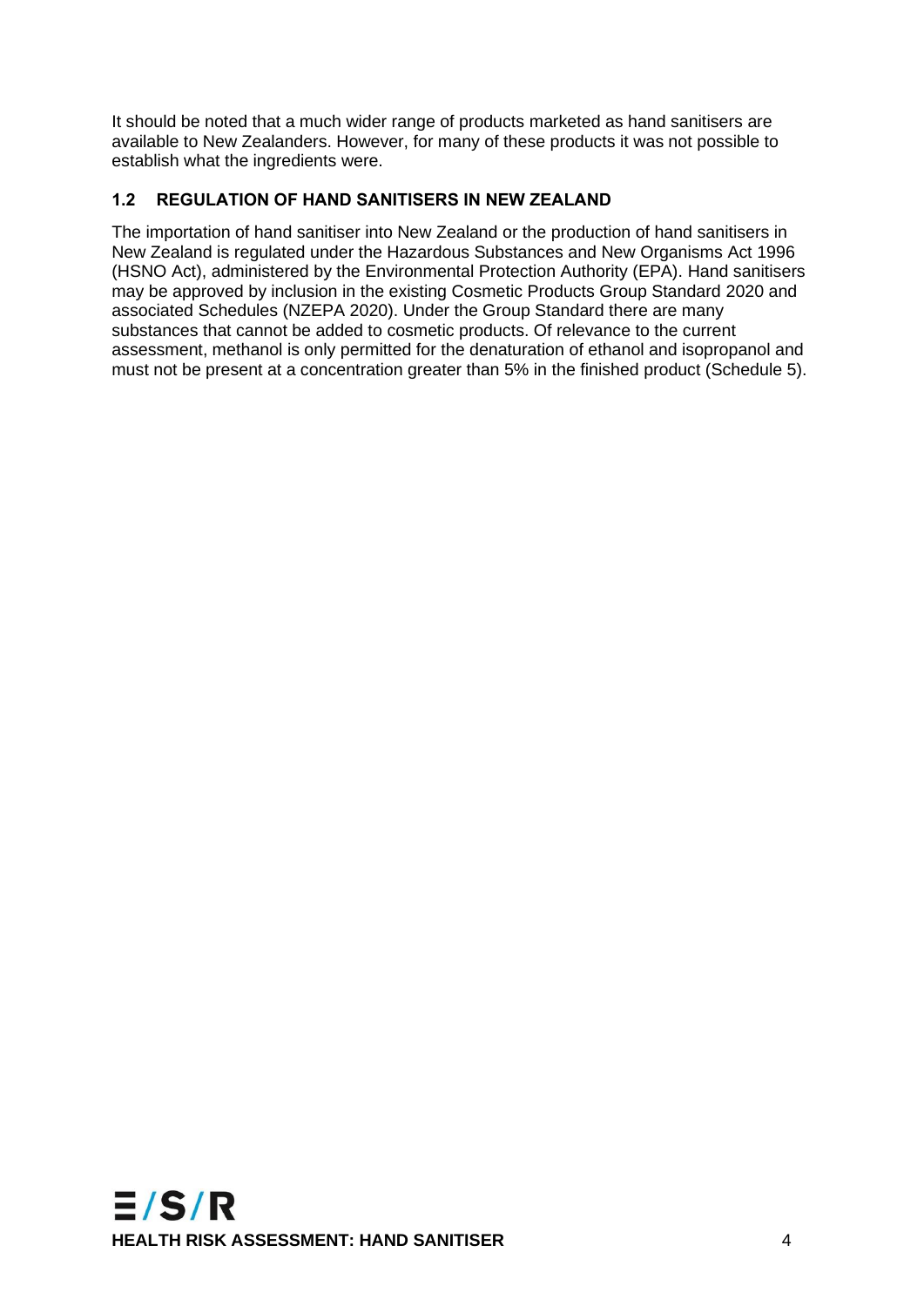It should be noted that a much wider range of products marketed as hand sanitisers are available to New Zealanders. However, for many of these products it was not possible to establish what the ingredients were.

## 1.2 REGULATION OF HAND SANITISERS IN NEW ZEALAND

The importation of hand sanitiser into New Zealand or the production of hand sanitisers in New Zealand is regulated under the Hazardous Substances and New Organisms Act 1996 (HSNO Act), administered by the Environmental Protection Authority (EPA). Hand sanitisers may be approved by inclusion in the existing Cosmetic Products Group Standard 2020 and associated Schedules (NZEPA 2020). Under the Group Standard there are many substances that cannot be added to cosmetic products. Of relevance to the current assessment, methanol is only permitted for the denaturation of ethanol and isopropanol and must not be present at a concentration greater than 5% in the finished product (Schedule 5).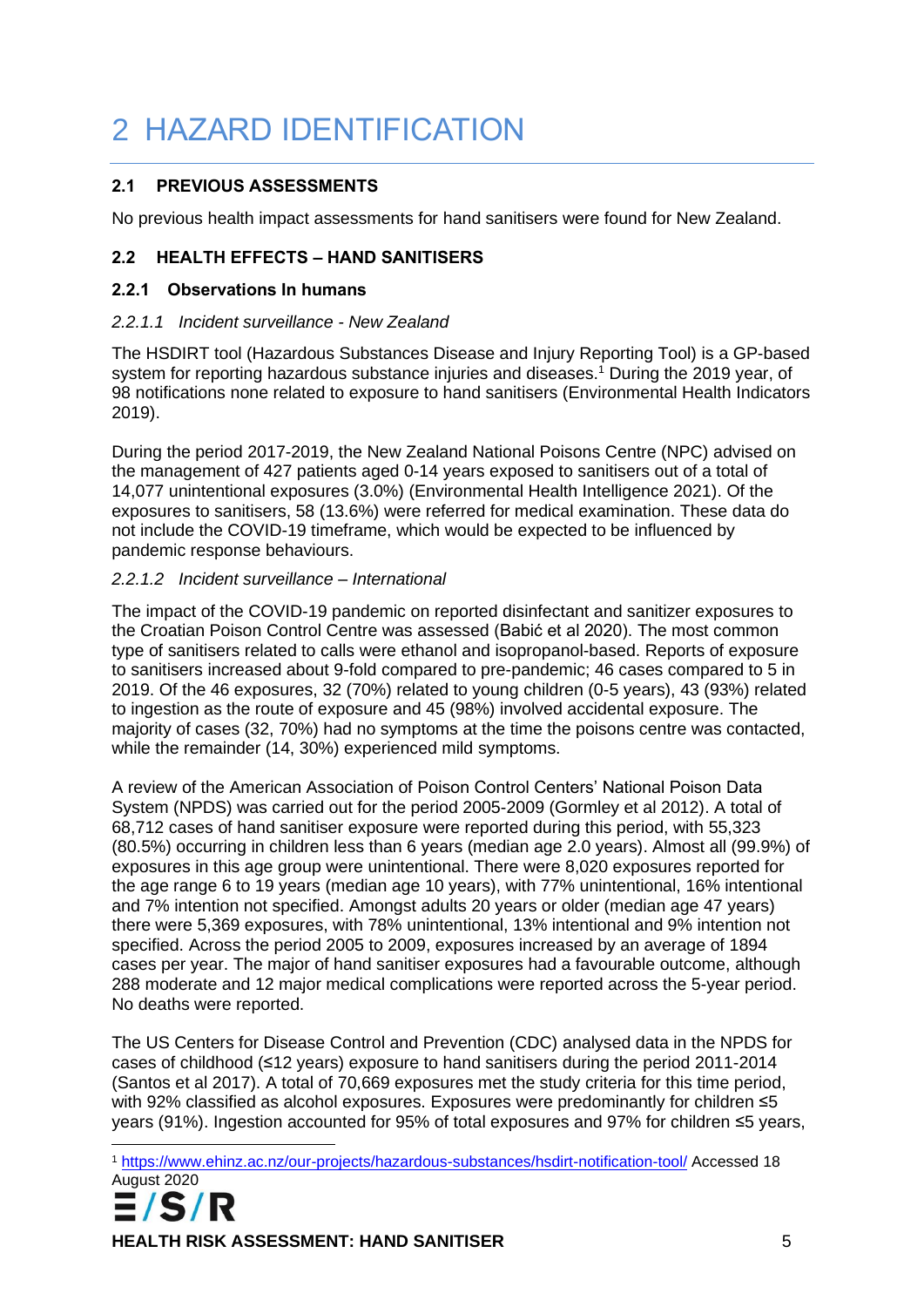# 2 HAZARD IDENTIFICATION

## 2.1 PREVIOUS ASSESSMENTS

No previous health impact assessments for hand sanitisers were found for New Zealand.

## 2.2 HEALTH EFFECTS – HAND SANITISERS

### 2.2.1 Observations In humans

#### *2.2.1.1 Incident surveillance - New Zealand*

The HSDIRT tool (Hazardous Substances Disease and Injury Reporting Tool) is a GP-based system for reporting hazardous substance injuries and diseases.[1] During the 2019 year, of 98 notifications none related to exposure to hand sanitisers (Environmental Health Indicators 2019).

During the period 2017-2019, the New Zealand National Poisons Centre (NPC) advised on the management of 427 patients aged 0-14 years exposed to sanitisers out of a total of 14,077 unintentional exposures (3.0%) (Environmental Health Intelligence 2021). Of the exposures to sanitisers, 58 (13.6%) were referred for medical examination. These data do not include the COVID-19 timeframe, which would be expected to be influenced by pandemic response behaviours.

#### *2.2.1.2 Incident surveillance – International*

The impact of the COVID-19 pandemic on reported disinfectant and sanitizer exposures to the Croatian Poison Control Centre was assessed (Babić et al 2020). The most common type of sanitisers related to calls were ethanol and isopropanol-based. Reports of exposure to sanitisers increased about 9-fold compared to pre-pandemic; 46 cases compared to 5 in 2019. Of the 46 exposures, 32 (70%) related to young children (0-5 years), 43 (93%) related to ingestion as the route of exposure and 45 (98%) involved accidental exposure. The majority of cases (32, 70%) had no symptoms at the time the poisons centre was contacted, while the remainder (14, 30%) experienced mild symptoms.

A review of the American Association of Poison Control Centers' National Poison Data System (NPDS) was carried out for the period 2005-2009 (Gormley et al 2012). A total of 68,712 cases of hand sanitiser exposure were reported during this period, with 55,323 (80.5%) occurring in children less than 6 years (median age 2.0 years). Almost all (99.9%) of exposures in this age group were unintentional. There were 8,020 exposures reported for the age range 6 to 19 years (median age 10 years), with 77% unintentional, 16% intentional and 7% intention not specified. Amongst adults 20 years or older (median age 47 years) there were 5,369 exposures, with 78% unintentional, 13% intentional and 9% intention not specified. Across the period 2005 to 2009, exposures increased by an average of 1894 cases per year. The major of hand sanitiser exposures had a favourable outcome, although 288 moderate and 12 major medical complications were reported across the 5-year period. No deaths were reported.

The US Centers for Disease Control and Prevention (CDC) analysed data in the NPDS for cases of childhood (≤12 years) exposure to hand sanitisers during the period 2011-2014 (Santos et al 2017). A total of 70,669 exposures met the study criteria for this time period, with 92% classified as alcohol exposures. Exposures were predominantly for children ≤5 years (91%). Ingestion accounted for 95% of total exposures and 97% for children ≤5 years,

---

[1] https://www.ehinz.ac.nz/our-projects/hazardous-substances/hsdirt-notification-tool/ Accessed 18 August 2020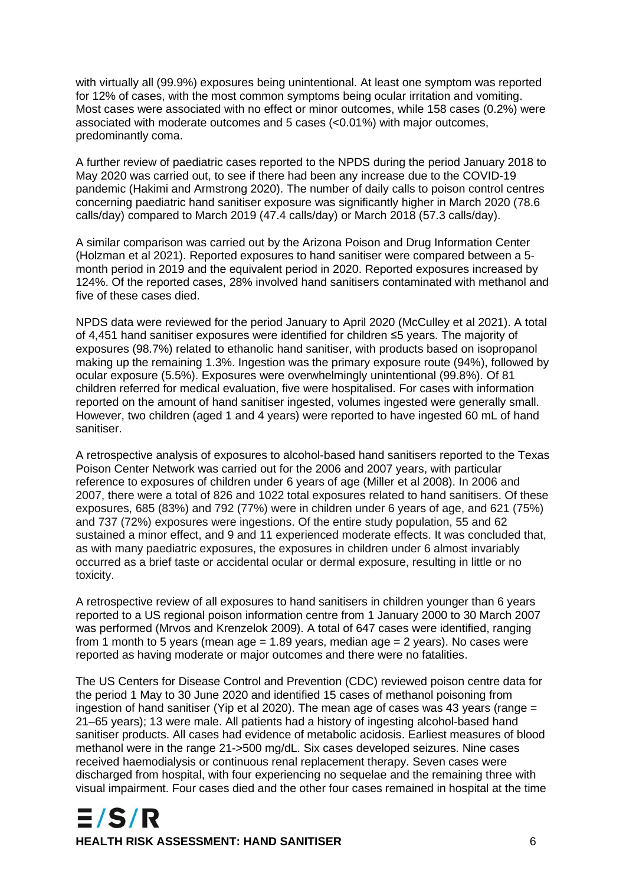with virtually all (99.9%) exposures being unintentional. At least one symptom was reported for 12% of cases, with the most common symptoms being ocular irritation and vomiting. Most cases were associated with no effect or minor outcomes, while 158 cases (0.2%) were associated with moderate outcomes and 5 cases (<0.01%) with major outcomes, predominantly coma.

A further review of paediatric cases reported to the NPDS during the period January 2018 to May 2020 was carried out, to see if there had been any increase due to the COVID-19 pandemic (Hakimi and Armstrong 2020). The number of daily calls to poison control centres concerning paediatric hand sanitiser exposure was significantly higher in March 2020 (78.6 calls/day) compared to March 2019 (47.4 calls/day) or March 2018 (57.3 calls/day).

A similar comparison was carried out by the Arizona Poison and Drug Information Center (Holzman et al 2021). Reported exposures to hand sanitiser were compared between a 5-month period in 2019 and the equivalent period in 2020. Reported exposures increased by 124%. Of the reported cases, 28% involved hand sanitisers contaminated with methanol and five of these cases died.

NPDS data were reviewed for the period January to April 2020 (McCulley et al 2021). A total of 4,451 hand sanitiser exposures were identified for children ≤5 years. The majority of exposures (98.7%) related to ethanolic hand sanitiser, with products based on isopropanol making up the remaining 1.3%. Ingestion was the primary exposure route (94%), followed by ocular exposure (5.5%). Exposures were overwhelmingly unintentional (99.8%). Of 81 children referred for medical evaluation, five were hospitalised. For cases with information reported on the amount of hand sanitiser ingested, volumes ingested were generally small. However, two children (aged 1 and 4 years) were reported to have ingested 60 mL of hand sanitiser.

A retrospective analysis of exposures to alcohol-based hand sanitisers reported to the Texas Poison Center Network was carried out for the 2006 and 2007 years, with particular reference to exposures of children under 6 years of age (Miller et al 2008). In 2006 and 2007, there were a total of 826 and 1022 total exposures related to hand sanitisers. Of these exposures, 685 (83%) and 792 (77%) were in children under 6 years of age, and 621 (75%) and 737 (72%) exposures were ingestions. Of the entire study population, 55 and 62 sustained a minor effect, and 9 and 11 experienced moderate effects. It was concluded that, as with many paediatric exposures, the exposures in children under 6 almost invariably occurred as a brief taste or accidental ocular or dermal exposure, resulting in little or no toxicity.

A retrospective review of all exposures to hand sanitisers in children younger than 6 years reported to a US regional poison information centre from 1 January 2000 to 30 March 2007 was performed (Mrvos and Krenzelok 2009). A total of 647 cases were identified, ranging from 1 month to 5 years (mean age = 1.89 years, median age = 2 years). No cases were reported as having moderate or major outcomes and there were no fatalities.

The US Centers for Disease Control and Prevention (CDC) reviewed poison centre data for the period 1 May to 30 June 2020 and identified 15 cases of methanol poisoning from ingestion of hand sanitiser (Yip et al 2020). The mean age of cases was 43 years (range = 21–65 years); 13 were male. All patients had a history of ingesting alcohol-based hand sanitiser products. All cases had evidence of metabolic acidosis. Earliest measures of blood methanol were in the range 21->500 mg/dL. Six cases developed seizures. Nine cases received haemodialysis or continuous renal replacement therapy. Seven cases were discharged from hospital, with four experiencing no sequelae and the remaining three with visual impairment. Four cases died and the other four cases remained in hospital at the time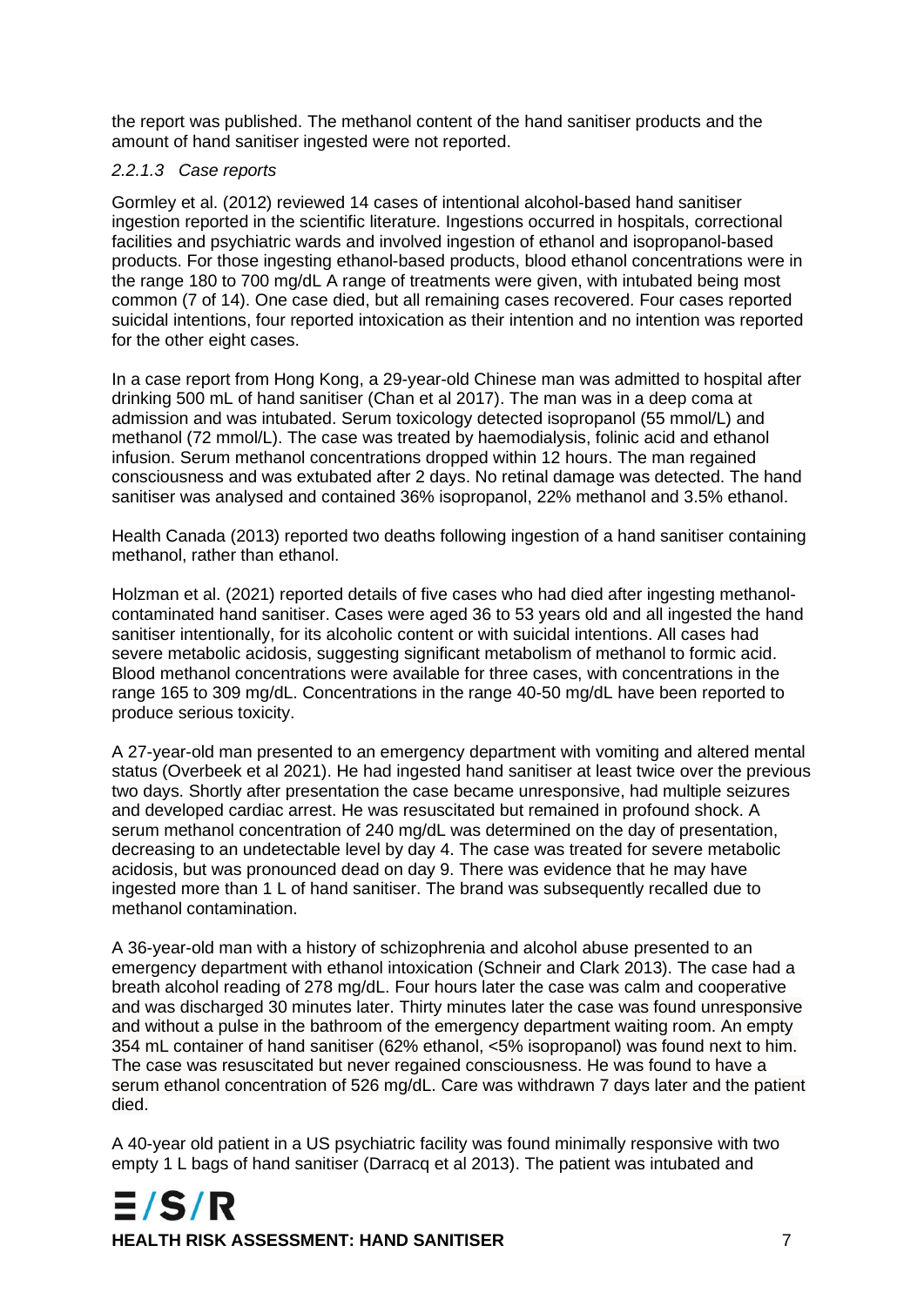the report was published. The methanol content of the hand sanitiser products and the amount of hand sanitiser ingested were not reported.

#### *2.2.1.3 Case reports*

Gormley et al. (2012) reviewed 14 cases of intentional alcohol-based hand sanitiser ingestion reported in the scientific literature. Ingestions occurred in hospitals, correctional facilities and psychiatric wards and involved ingestion of ethanol and isopropanol-based products. For those ingesting ethanol-based products, blood ethanol concentrations were in the range 180 to 700 mg/dL A range of treatments were given, with intubated being most common (7 of 14). One case died, but all remaining cases recovered. Four cases reported suicidal intentions, four reported intoxication as their intention and no intention was reported for the other eight cases.

In a case report from Hong Kong, a 29-year-old Chinese man was admitted to hospital after drinking 500 mL of hand sanitiser (Chan et al 2017). The man was in a deep coma at admission and was intubated. Serum toxicology detected isopropanol (55 mmol/L) and methanol (72 mmol/L). The case was treated by haemodialysis, folinic acid and ethanol infusion. Serum methanol concentrations dropped within 12 hours. The man regained consciousness and was extubated after 2 days. No retinal damage was detected. The hand sanitiser was analysed and contained 36% isopropanol, 22% methanol and 3.5% ethanol.

Health Canada (2013) reported two deaths following ingestion of a hand sanitiser containing methanol, rather than ethanol.

Holzman et al. (2021) reported details of five cases who had died after ingesting methanol-contaminated hand sanitiser. Cases were aged 36 to 53 years old and all ingested the hand sanitiser intentionally, for its alcoholic content or with suicidal intentions. All cases had severe metabolic acidosis, suggesting significant metabolism of methanol to formic acid. Blood methanol concentrations were available for three cases, with concentrations in the range 165 to 309 mg/dL. Concentrations in the range 40-50 mg/dL have been reported to produce serious toxicity.

A 27-year-old man presented to an emergency department with vomiting and altered mental status (Overbeek et al 2021). He had ingested hand sanitiser at least twice over the previous two days. Shortly after presentation the case became unresponsive, had multiple seizures and developed cardiac arrest. He was resuscitated but remained in profound shock. A serum methanol concentration of 240 mg/dL was determined on the day of presentation, decreasing to an undetectable level by day 4. The case was treated for severe metabolic acidosis, but was pronounced dead on day 9. There was evidence that he may have ingested more than 1 L of hand sanitiser. The brand was subsequently recalled due to methanol contamination.

A 36-year-old man with a history of schizophrenia and alcohol abuse presented to an emergency department with ethanol intoxication (Schneir and Clark 2013). The case had a breath alcohol reading of 278 mg/dL. Four hours later the case was calm and cooperative and was discharged 30 minutes later. Thirty minutes later the case was found unresponsive and without a pulse in the bathroom of the emergency department waiting room. An empty 354 mL container of hand sanitiser (62% ethanol, <5% isopropanol) was found next to him. The case was resuscitated but never regained consciousness. He was found to have a serum ethanol concentration of 526 mg/dL. Care was withdrawn 7 days later and the patient died.

A 40-year old patient in a US psychiatric facility was found minimally responsive with two empty 1 L bags of hand sanitiser (Darracq et al 2013). The patient was intubated and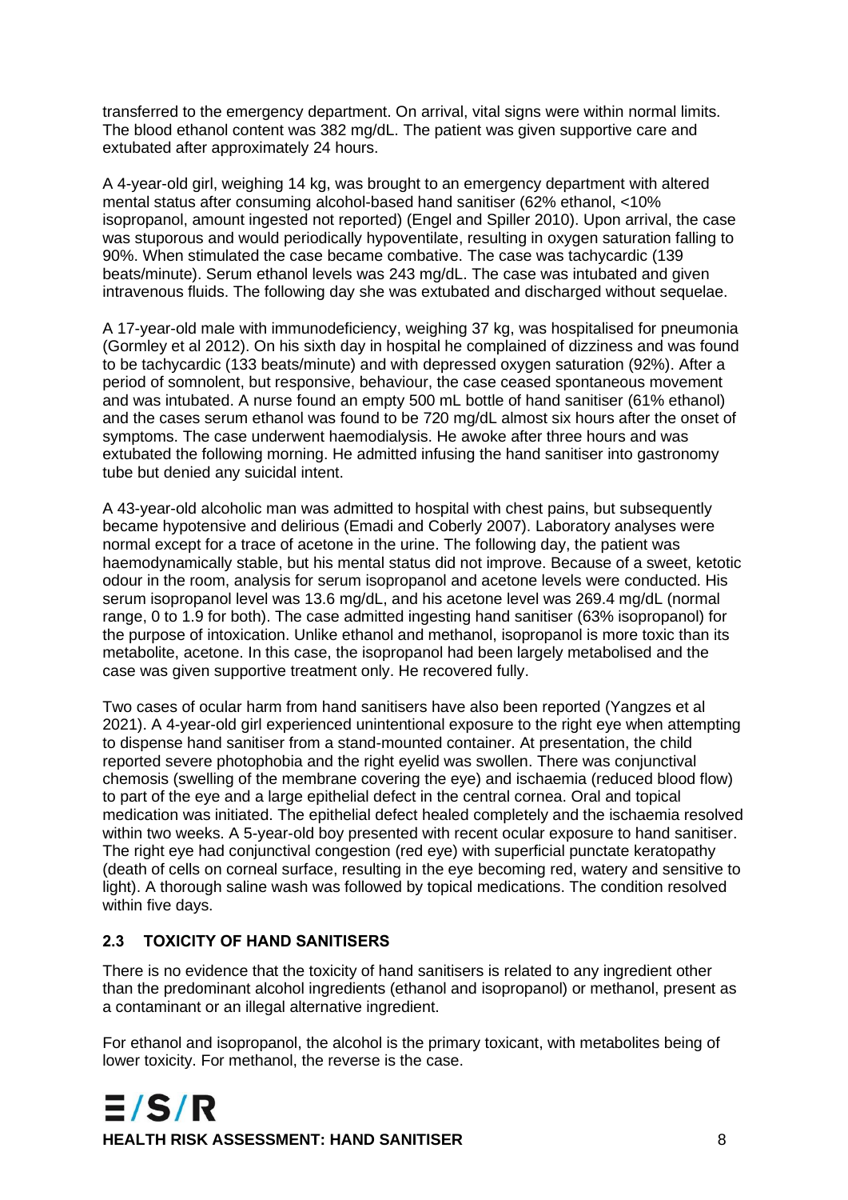transferred to the emergency department. On arrival, vital signs were within normal limits. The blood ethanol content was 382 mg/dL. The patient was given supportive care and extubated after approximately 24 hours.

A 4-year-old girl, weighing 14 kg, was brought to an emergency department with altered mental status after consuming alcohol-based hand sanitiser (62% ethanol, <10% isopropanol, amount ingested not reported) (Engel and Spiller 2010). Upon arrival, the case was stuporous and would periodically hypoventilate, resulting in oxygen saturation falling to 90%. When stimulated the case became combative. The case was tachycardic (139 beats/minute). Serum ethanol levels was 243 mg/dL. The case was intubated and given intravenous fluids. The following day she was extubated and discharged without sequelae.

A 17-year-old male with immunodeficiency, weighing 37 kg, was hospitalised for pneumonia (Gormley et al 2012). On his sixth day in hospital he complained of dizziness and was found to be tachycardic (133 beats/minute) and with depressed oxygen saturation (92%). After a period of somnolent, but responsive, behaviour, the case ceased spontaneous movement and was intubated. A nurse found an empty 500 mL bottle of hand sanitiser (61% ethanol) and the cases serum ethanol was found to be 720 mg/dL almost six hours after the onset of symptoms. The case underwent haemodialysis. He awoke after three hours and was extubated the following morning. He admitted infusing the hand sanitiser into gastronomy tube but denied any suicidal intent.

A 43-year-old alcoholic man was admitted to hospital with chest pains, but subsequently became hypotensive and delirious (Emadi and Coberly 2007). Laboratory analyses were normal except for a trace of acetone in the urine. The following day, the patient was haemodynamically stable, but his mental status did not improve. Because of a sweet, ketotic odour in the room, analysis for serum isopropanol and acetone levels were conducted. His serum isopropanol level was 13.6 mg/dL, and his acetone level was 269.4 mg/dL (normal range, 0 to 1.9 for both). The case admitted ingesting hand sanitiser (63% isopropanol) for the purpose of intoxication. Unlike ethanol and methanol, isopropanol is more toxic than its metabolite, acetone. In this case, the isopropanol had been largely metabolised and the case was given supportive treatment only. He recovered fully.

Two cases of ocular harm from hand sanitisers have also been reported (Yangzes et al 2021). A 4-year-old girl experienced unintentional exposure to the right eye when attempting to dispense hand sanitiser from a stand-mounted container. At presentation, the child reported severe photophobia and the right eyelid was swollen. There was conjunctival chemosis (swelling of the membrane covering the eye) and ischaemia (reduced blood flow) to part of the eye and a large epithelial defect in the central cornea. Oral and topical medication was initiated. The epithelial defect healed completely and the ischaemia resolved within two weeks. A 5-year-old boy presented with recent ocular exposure to hand sanitiser. The right eye had conjunctival congestion (red eye) with superficial punctate keratopathy (death of cells on corneal surface, resulting in the eye becoming red, watery and sensitive to light). A thorough saline wash was followed by topical medications. The condition resolved within five days.

### 2.3 TOXICITY OF HAND SANITISERS

There is no evidence that the toxicity of hand sanitisers is related to any ingredient other than the predominant alcohol ingredients (ethanol and isopropanol) or methanol, present as a contaminant or an illegal alternative ingredient.

For ethanol and isopropanol, the alcohol is the primary toxicant, with metabolites being of lower toxicity. For methanol, the reverse is the case.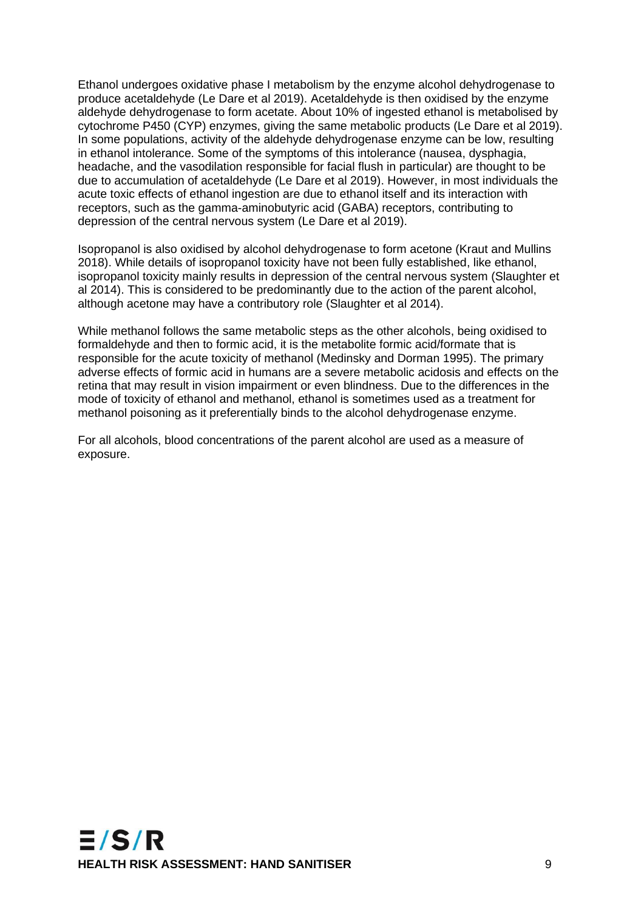Ethanol undergoes oxidative phase I metabolism by the enzyme alcohol dehydrogenase to produce acetaldehyde (Le Dare et al 2019). Acetaldehyde is then oxidised by the enzyme aldehyde dehydrogenase to form acetate. About 10% of ingested ethanol is metabolised by cytochrome P450 (CYP) enzymes, giving the same metabolic products (Le Dare et al 2019). In some populations, activity of the aldehyde dehydrogenase enzyme can be low, resulting in ethanol intolerance. Some of the symptoms of this intolerance (nausea, dysphagia, headache, and the vasodilation responsible for facial flush in particular) are thought to be due to accumulation of acetaldehyde (Le Dare et al 2019). However, in most individuals the acute toxic effects of ethanol ingestion are due to ethanol itself and its interaction with receptors, such as the gamma-aminobutyric acid (GABA) receptors, contributing to depression of the central nervous system (Le Dare et al 2019).

Isopropanol is also oxidised by alcohol dehydrogenase to form acetone (Kraut and Mullins 2018). While details of isopropanol toxicity have not been fully established, like ethanol, isopropanol toxicity mainly results in depression of the central nervous system (Slaughter et al 2014). This is considered to be predominantly due to the action of the parent alcohol, although acetone may have a contributory role (Slaughter et al 2014).

While methanol follows the same metabolic steps as the other alcohols, being oxidised to formaldehyde and then to formic acid, it is the metabolite formic acid/formate that is responsible for the acute toxicity of methanol (Medinsky and Dorman 1995). The primary adverse effects of formic acid in humans are a severe metabolic acidosis and effects on the retina that may result in vision impairment or even blindness. Due to the differences in the mode of toxicity of ethanol and methanol, ethanol is sometimes used as a treatment for methanol poisoning as it preferentially binds to the alcohol dehydrogenase enzyme.

For all alcohols, blood concentrations of the parent alcohol are used as a measure of exposure.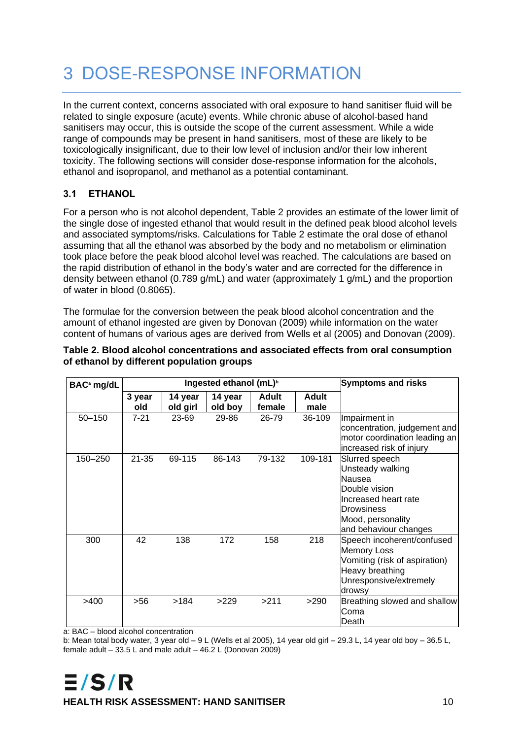# 3 DOSE-RESPONSE INFORMATION

In the current context, concerns associated with oral exposure to hand sanitiser fluid will be related to single exposure (acute) events. While chronic abuse of alcohol-based hand sanitisers may occur, this is outside the scope of the current assessment. While a wide range of compounds may be present in hand sanitisers, most of these are likely to be toxicologically insignificant, due to their low level of inclusion and/or their low inherent toxicity. The following sections will consider dose-response information for the alcohols, ethanol and isopropanol, and methanol as a potential contaminant.

## 3.1 ETHANOL

For a person who is not alcohol dependent, Table 2 provides an estimate of the lower limit of the single dose of ingested ethanol that would result in the defined peak blood alcohol levels and associated symptoms/risks. Calculations for Table 2 estimate the oral dose of ethanol assuming that all the ethanol was absorbed by the body and no metabolism or elimination took place before the peak blood alcohol level was reached. The calculations are based on the rapid distribution of ethanol in the body's water and are corrected for the difference in density between ethanol (0.789 g/mL) and water (approximately 1 g/mL) and the proportion of water in blood (0.8065).

The formulae for the conversion between the peak blood alcohol concentration and the amount of ethanol ingested are given by Donovan (2009) while information on the water content of humans of various ages are derived from Wells et al (2005) and Donovan (2009).

**Table 2. Blood alcohol concentrations and associated effects from oral consumption of ethanol by different population groups**

| BAC[a] mg/dL | Ingested ethanol (mL)[b] | | | | | Symptoms and risks |
|---|---|---|---|---|---|---|
| | 3 year old | 14 year old girl | 14 year old boy | Adult female | Adult male | |
| 50–150 | 7-21 | 23-69 | 29-86 | 26-79 | 36-109 | Impairment in concentration, judgement and motor coordination leading an increased risk of injury |
| 150–250 | 21-35 | 69-115 | 86-143 | 79-132 | 109-181 | Slurred speech<br>Unsteady walking<br>Nausea<br>Double vision<br>Increased heart rate<br>Drowsiness<br>Mood, personality and behaviour changes |
| 300 | 42 | 138 | 172 | 158 | 218 | Speech incoherent/confused<br>Memory Loss<br>Vomiting (risk of aspiration)<br>Heavy breathing<br>Unresponsive/extremely drowsy |
| >400 | >56 | >184 | >229 | >211 | >290 | Breathing slowed and shallow<br>Coma<br>Death |

a: BAC – blood alcohol concentration
b: Mean total body water, 3 year old – 9 L (Wells et al 2005), 14 year old girl – 29.3 L, 14 year old boy – 36.5 L, female adult – 33.5 L and male adult – 46.2 L (Donovan 2009)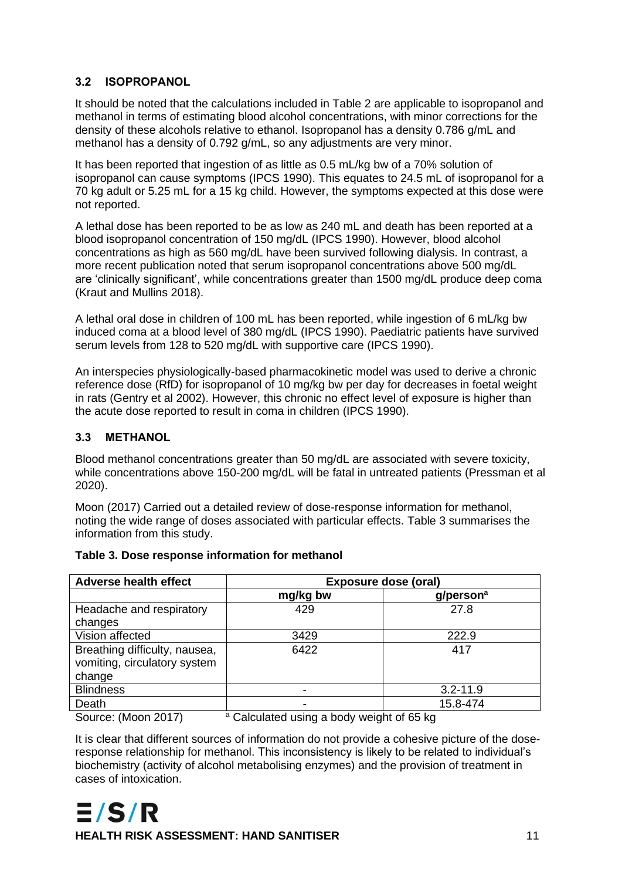### 3.2 ISOPROPANOL

It should be noted that the calculations included in Table 2 are applicable to isopropanol and methanol in terms of estimating blood alcohol concentrations, with minor corrections for the density of these alcohols relative to ethanol. Isopropanol has a density 0.786 g/mL and methanol has a density of 0.792 g/mL, so any adjustments are very minor.

It has been reported that ingestion of as little as 0.5 mL/kg bw of a 70% solution of isopropanol can cause symptoms (IPCS 1990). This equates to 24.5 mL of isopropanol for a 70 kg adult or 5.25 mL for a 15 kg child. However, the symptoms expected at this dose were not reported.

A lethal dose has been reported to be as low as 240 mL and death has been reported at a blood isopropanol concentration of 150 mg/dL (IPCS 1990). However, blood alcohol concentrations as high as 560 mg/dL have been survived following dialysis. In contrast, a more recent publication noted that serum isopropanol concentrations above 500 mg/dL are 'clinically significant', while concentrations greater than 1500 mg/dL produce deep coma (Kraut and Mullins 2018).

A lethal oral dose in children of 100 mL has been reported, while ingestion of 6 mL/kg bw induced coma at a blood level of 380 mg/dL (IPCS 1990). Paediatric patients have survived serum levels from 128 to 520 mg/dL with supportive care (IPCS 1990).

An interspecies physiologically-based pharmacokinetic model was used to derive a chronic reference dose (RfD) for isopropanol of 10 mg/kg bw per day for decreases in foetal weight in rats (Gentry et al 2002). However, this chronic no effect level of exposure is higher than the acute dose reported to result in coma in children (IPCS 1990).

### 3.3 METHANOL

Blood methanol concentrations greater than 50 mg/dL are associated with severe toxicity, while concentrations above 150-200 mg/dL will be fatal in untreated patients (Pressman et al 2020).

Moon (2017) Carried out a detailed review of dose-response information for methanol, noting the wide range of doses associated with particular effects. Table 3 summarises the information from this study.

**Table 3. Dose response information for methanol**

| Adverse health effect | Exposure dose (oral) | |
|---|---|---|
| | mg/kg bw | g/person[a] |
| Headache and respiratory changes | 429 | 27.8 |
| Vision affected | 3429 | 222.9 |
| Breathing difficulty, nausea, vomiting, circulatory system change | 6422 | 417 |
| Blindness | - | 3.2-11.9 |
| Death | - | 15.8-474 |

Source: (Moon 2017)    [a] Calculated using a body weight of 65 kg

It is clear that different sources of information do not provide a cohesive picture of the dose-response relationship for methanol. This inconsistency is likely to be related to individual's biochemistry (activity of alcohol metabolising enzymes) and the provision of treatment in cases of intoxication.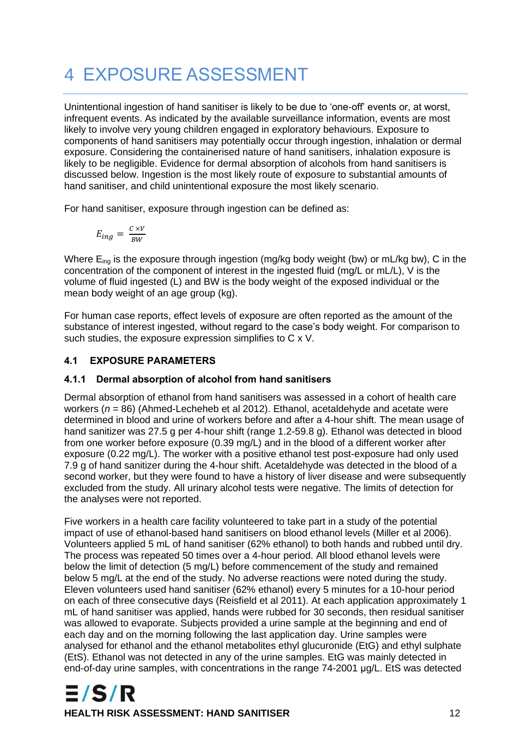# 4 EXPOSURE ASSESSMENT

Unintentional ingestion of hand sanitiser is likely to be due to 'one-off' events or, at worst, infrequent events. As indicated by the available surveillance information, events are most likely to involve very young children engaged in exploratory behaviours. Exposure to components of hand sanitisers may potentially occur through ingestion, inhalation or dermal exposure. Considering the containerised nature of hand sanitisers, inhalation exposure is likely to be negligible. Evidence for dermal absorption of alcohols from hand sanitisers is discussed below. Ingestion is the most likely route of exposure to substantial amounts of hand sanitiser, and child unintentional exposure the most likely scenario.

For hand sanitiser, exposure through ingestion can be defined as:

$$E_{ing} = \frac{C \times V}{BW}$$

Where $E_{ing}$ is the exposure through ingestion (mg/kg body weight (bw) or mL/kg bw), C in the concentration of the component of interest in the ingested fluid (mg/L or mL/L), V is the volume of fluid ingested (L) and BW is the body weight of the exposed individual or the mean body weight of an age group (kg).

For human case reports, effect levels of exposure are often reported as the amount of the substance of interest ingested, without regard to the case's body weight. For comparison to such studies, the exposure expression simplifies to C x V.

## 4.1 EXPOSURE PARAMETERS

### 4.1.1 Dermal absorption of alcohol from hand sanitisers

Dermal absorption of ethanol from hand sanitisers was assessed in a cohort of health care workers (*n* = 86) (Ahmed-Lecheheb et al 2012). Ethanol, acetaldehyde and acetate were determined in blood and urine of workers before and after a 4-hour shift. The mean usage of hand sanitizer was 27.5 g per 4-hour shift (range 1.2-59.8 g). Ethanol was detected in blood from one worker before exposure (0.39 mg/L) and in the blood of a different worker after exposure (0.22 mg/L). The worker with a positive ethanol test post-exposure had only used 7.9 g of hand sanitizer during the 4-hour shift. Acetaldehyde was detected in the blood of a second worker, but they were found to have a history of liver disease and were subsequently excluded from the study. All urinary alcohol tests were negative. The limits of detection for the analyses were not reported.

Five workers in a health care facility volunteered to take part in a study of the potential impact of use of ethanol-based hand sanitisers on blood ethanol levels (Miller et al 2006). Volunteers applied 5 mL of hand sanitiser (62% ethanol) to both hands and rubbed until dry. The process was repeated 50 times over a 4-hour period. All blood ethanol levels were below the limit of detection (5 mg/L) before commencement of the study and remained below 5 mg/L at the end of the study. No adverse reactions were noted during the study. Eleven volunteers used hand sanitiser (62% ethanol) every 5 minutes for a 10-hour period on each of three consecutive days (Reisfield et al 2011). At each application approximately 1 mL of hand sanitiser was applied, hands were rubbed for 30 seconds, then residual sanitiser was allowed to evaporate. Subjects provided a urine sample at the beginning and end of each day and on the morning following the last application day. Urine samples were analysed for ethanol and the ethanol metabolites ethyl glucuronide (EtG) and ethyl sulphate (EtS). Ethanol was not detected in any of the urine samples. EtG was mainly detected in end-of-day urine samples, with concentrations in the range 74-2001 µg/L. EtS was detected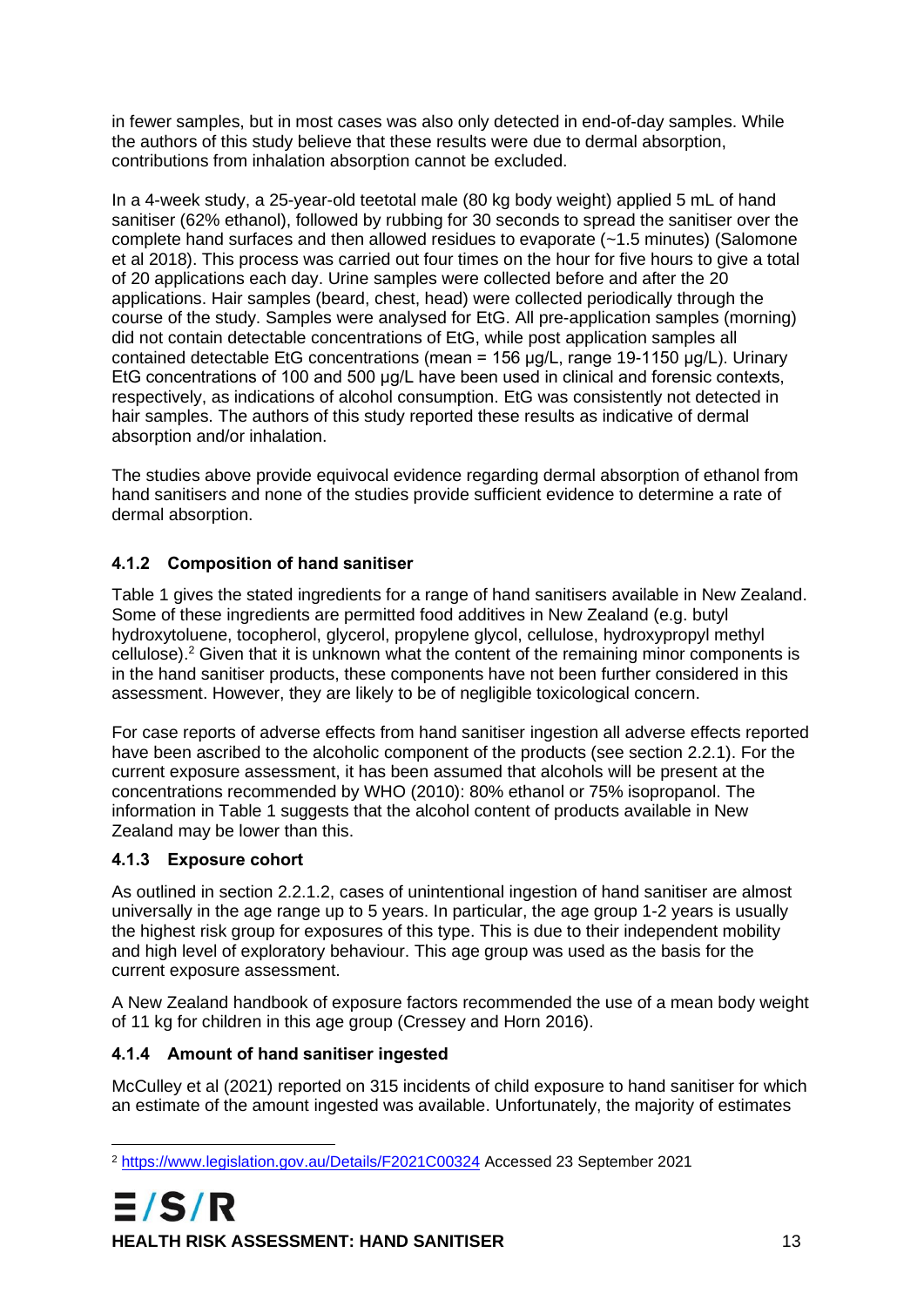in fewer samples, but in most cases was also only detected in end-of-day samples. While the authors of this study believe that these results were due to dermal absorption, contributions from inhalation absorption cannot be excluded.

In a 4-week study, a 25-year-old teetotal male (80 kg body weight) applied 5 mL of hand sanitiser (62% ethanol), followed by rubbing for 30 seconds to spread the sanitiser over the complete hand surfaces and then allowed residues to evaporate (~1.5 minutes) (Salomone et al 2018). This process was carried out four times on the hour for five hours to give a total of 20 applications each day. Urine samples were collected before and after the 20 applications. Hair samples (beard, chest, head) were collected periodically through the course of the study. Samples were analysed for EtG. All pre-application samples (morning) did not contain detectable concentrations of EtG, while post application samples all contained detectable EtG concentrations (mean = 156 µg/L, range 19-1150 µg/L). Urinary EtG concentrations of 100 and 500 µg/L have been used in clinical and forensic contexts, respectively, as indications of alcohol consumption. EtG was consistently not detected in hair samples. The authors of this study reported these results as indicative of dermal absorption and/or inhalation.

The studies above provide equivocal evidence regarding dermal absorption of ethanol from hand sanitisers and none of the studies provide sufficient evidence to determine a rate of dermal absorption.

### 4.1.2 Composition of hand sanitiser

Table 1 gives the stated ingredients for a range of hand sanitisers available in New Zealand. Some of these ingredients are permitted food additives in New Zealand (e.g. butyl hydroxytoluene, tocopherol, glycerol, propylene glycol, cellulose, hydroxypropyl methyl cellulose).[2] Given that it is unknown what the content of the remaining minor components is in the hand sanitiser products, these components have not been further considered in this assessment. However, they are likely to be of negligible toxicological concern.

For case reports of adverse effects from hand sanitiser ingestion all adverse effects reported have been ascribed to the alcoholic component of the products (see section 2.2.1). For the current exposure assessment, it has been assumed that alcohols will be present at the concentrations recommended by WHO (2010): 80% ethanol or 75% isopropanol. The information in Table 1 suggests that the alcohol content of products available in New Zealand may be lower than this.

### 4.1.3 Exposure cohort

As outlined in section 2.2.1.2, cases of unintentional ingestion of hand sanitiser are almost universally in the age range up to 5 years. In particular, the age group 1-2 years is usually the highest risk group for exposures of this type. This is due to their independent mobility and high level of exploratory behaviour. This age group was used as the basis for the current exposure assessment.

A New Zealand handbook of exposure factors recommended the use of a mean body weight of 11 kg for children in this age group (Cressey and Horn 2016).

### 4.1.4 Amount of hand sanitiser ingested

McCulley et al (2021) reported on 315 incidents of child exposure to hand sanitiser for which an estimate of the amount ingested was available. Unfortunately, the majority of estimates

[2] https://www.legislation.gov.au/Details/F2021C00324 Accessed 23 September 2021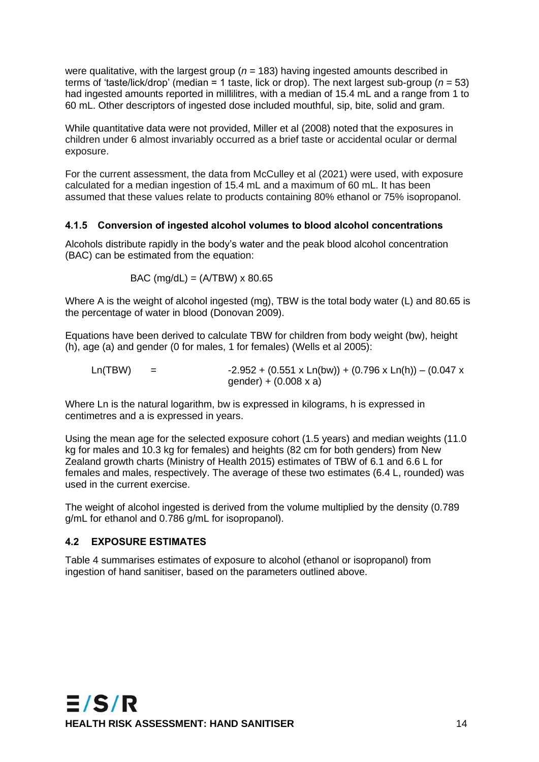were qualitative, with the largest group ($n$ = 183) having ingested amounts described in terms of 'taste/lick/drop' (median = 1 taste, lick or drop). The next largest sub-group ($n$ = 53) had ingested amounts reported in millilitres, with a median of 15.4 mL and a range from 1 to 60 mL. Other descriptors of ingested dose included mouthful, sip, bite, solid and gram.

While quantitative data were not provided, Miller et al (2008) noted that the exposures in children under 6 almost invariably occurred as a brief taste or accidental ocular or dermal exposure.

For the current assessment, the data from McCulley et al (2021) were used, with exposure calculated for a median ingestion of 15.4 mL and a maximum of 60 mL. It has been assumed that these values relate to products containing 80% ethanol or 75% isopropanol.

### 4.1.5 Conversion of ingested alcohol volumes to blood alcohol concentrations

Alcohols distribute rapidly in the body's water and the peak blood alcohol concentration (BAC) can be estimated from the equation:

$$\text{BAC (mg/dL)} = (\text{A}/\text{TBW}) \times 80.65$$

Where A is the weight of alcohol ingested (mg), TBW is the total body water (L) and 80.65 is the percentage of water in blood (Donovan 2009).

Equations have been derived to calculate TBW for children from body weight (bw), height (h), age (a) and gender (0 for males, 1 for females) (Wells et al 2005):

$$\text{Ln(TBW)} = -2.952 + (0.551 \times \text{Ln(bw)}) + (0.796 \times \text{Ln(h)}) - (0.047 \times \text{gender}) + (0.008 \times \text{a})$$

Where Ln is the natural logarithm, bw is expressed in kilograms, h is expressed in centimetres and a is expressed in years.

Using the mean age for the selected exposure cohort (1.5 years) and median weights (11.0 kg for males and 10.3 kg for females) and heights (82 cm for both genders) from New Zealand growth charts (Ministry of Health 2015) estimates of TBW of 6.1 and 6.6 L for females and males, respectively. The average of these two estimates (6.4 L, rounded) was used in the current exercise.

The weight of alcohol ingested is derived from the volume multiplied by the density (0.789 g/mL for ethanol and 0.786 g/mL for isopropanol).

## 4.2 EXPOSURE ESTIMATES

Table 4 summarises estimates of exposure to alcohol (ethanol or isopropanol) from ingestion of hand sanitiser, based on the parameters outlined above.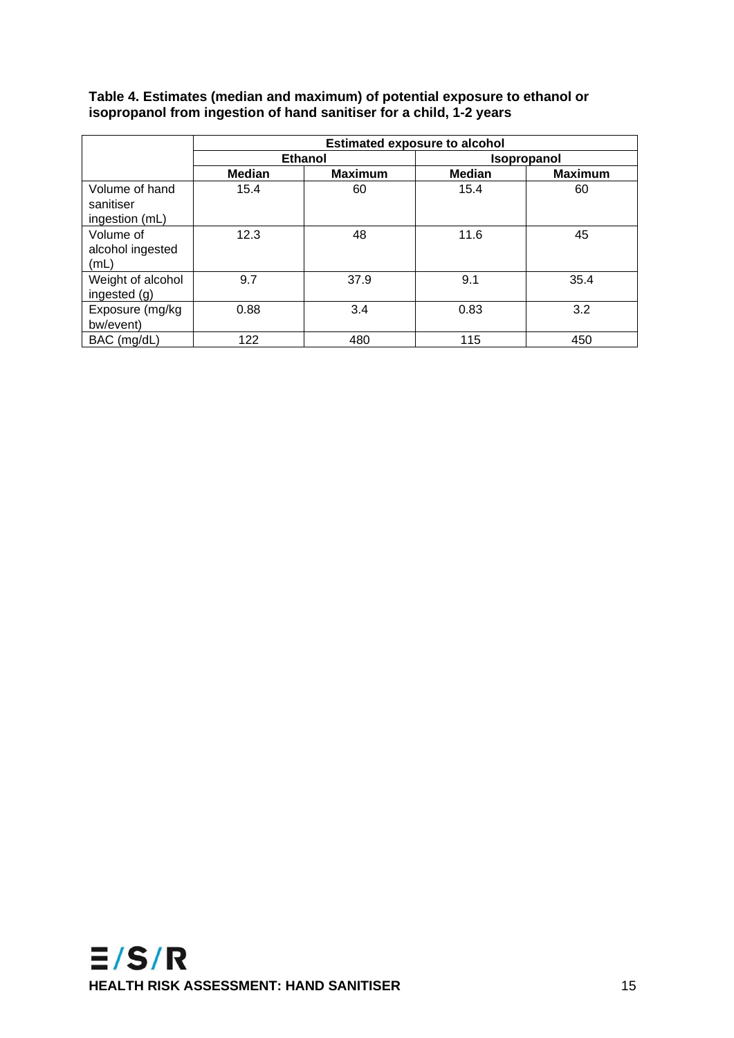**Table 4. Estimates (median and maximum) of potential exposure to ethanol or isopropanol from ingestion of hand sanitiser for a child, 1-2 years**

| | Estimated exposure to alcohol | | | |
|---|---|---|---|---|
| | Ethanol | | Isopropanol | |
| | Median | Maximum | Median | Maximum |
| Volume of hand sanitiser ingestion (mL) | 15.4 | 60 | 15.4 | 60 |
| Volume of alcohol ingested (mL) | 12.3 | 48 | 11.6 | 45 |
| Weight of alcohol ingested (g) | 9.7 | 37.9 | 9.1 | 35.4 |
| Exposure (mg/kg bw/event) | 0.88 | 3.4 | 0.83 | 3.2 |
| BAC (mg/dL) | 122 | 480 | 115 | 450 |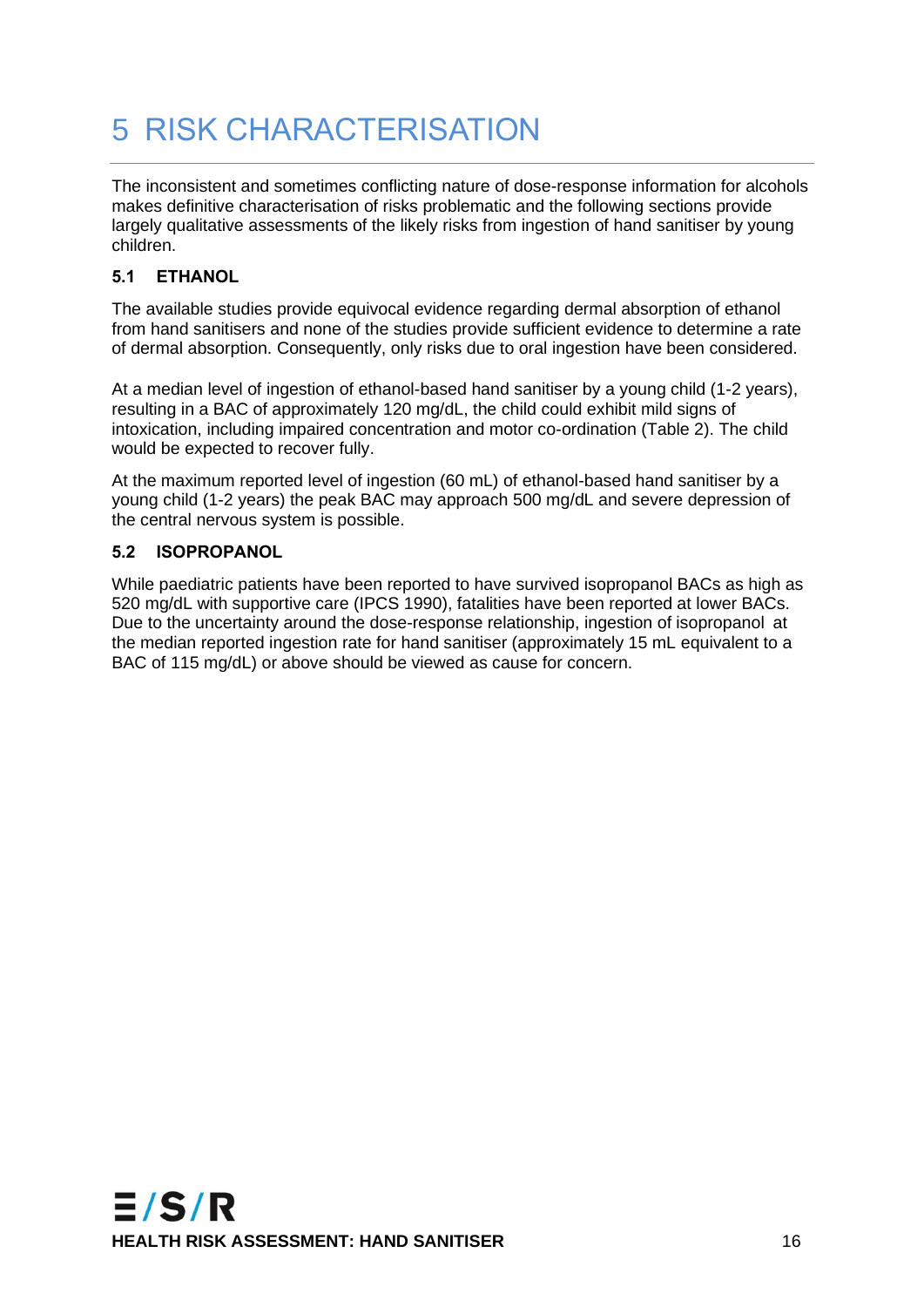# 5 RISK CHARACTERISATION

The inconsistent and sometimes conflicting nature of dose-response information for alcohols makes definitive characterisation of risks problematic and the following sections provide largely qualitative assessments of the likely risks from ingestion of hand sanitiser by young children.

## 5.1 ETHANOL

The available studies provide equivocal evidence regarding dermal absorption of ethanol from hand sanitisers and none of the studies provide sufficient evidence to determine a rate of dermal absorption. Consequently, only risks due to oral ingestion have been considered.

At a median level of ingestion of ethanol-based hand sanitiser by a young child (1-2 years), resulting in a BAC of approximately 120 mg/dL, the child could exhibit mild signs of intoxication, including impaired concentration and motor co-ordination (Table 2). The child would be expected to recover fully.

At the maximum reported level of ingestion (60 mL) of ethanol-based hand sanitiser by a young child (1-2 years) the peak BAC may approach 500 mg/dL and severe depression of the central nervous system is possible.

## 5.2 ISOPROPANOL

While paediatric patients have been reported to have survived isopropanol BACs as high as 520 mg/dL with supportive care (IPCS 1990), fatalities have been reported at lower BACs. Due to the uncertainty around the dose-response relationship, ingestion of isopropanol at the median reported ingestion rate for hand sanitiser (approximately 15 mL equivalent to a BAC of 115 mg/dL) or above should be viewed as cause for concern.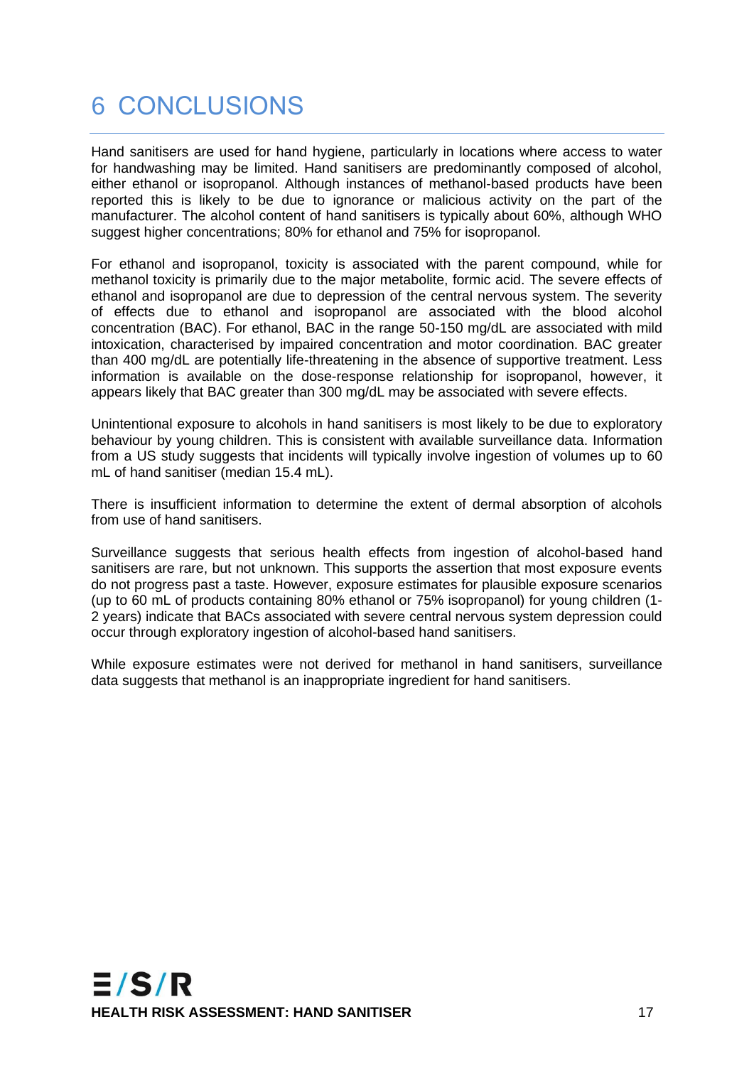# 6 CONCLUSIONS

Hand sanitisers are used for hand hygiene, particularly in locations where access to water for handwashing may be limited. Hand sanitisers are predominantly composed of alcohol, either ethanol or isopropanol. Although instances of methanol-based products have been reported this is likely to be due to ignorance or malicious activity on the part of the manufacturer. The alcohol content of hand sanitisers is typically about 60%, although WHO suggest higher concentrations; 80% for ethanol and 75% for isopropanol.

For ethanol and isopropanol, toxicity is associated with the parent compound, while for methanol toxicity is primarily due to the major metabolite, formic acid. The severe effects of ethanol and isopropanol are due to depression of the central nervous system. The severity of effects due to ethanol and isopropanol are associated with the blood alcohol concentration (BAC). For ethanol, BAC in the range 50-150 mg/dL are associated with mild intoxication, characterised by impaired concentration and motor coordination. BAC greater than 400 mg/dL are potentially life-threatening in the absence of supportive treatment. Less information is available on the dose-response relationship for isopropanol, however, it appears likely that BAC greater than 300 mg/dL may be associated with severe effects.

Unintentional exposure to alcohols in hand sanitisers is most likely to be due to exploratory behaviour by young children. This is consistent with available surveillance data. Information from a US study suggests that incidents will typically involve ingestion of volumes up to 60 mL of hand sanitiser (median 15.4 mL).

There is insufficient information to determine the extent of dermal absorption of alcohols from use of hand sanitisers.

Surveillance suggests that serious health effects from ingestion of alcohol-based hand sanitisers are rare, but not unknown. This supports the assertion that most exposure events do not progress past a taste. However, exposure estimates for plausible exposure scenarios (up to 60 mL of products containing 80% ethanol or 75% isopropanol) for young children (1-2 years) indicate that BACs associated with severe central nervous system depression could occur through exploratory ingestion of alcohol-based hand sanitisers.

While exposure estimates were not derived for methanol in hand sanitisers, surveillance data suggests that methanol is an inappropriate ingredient for hand sanitisers.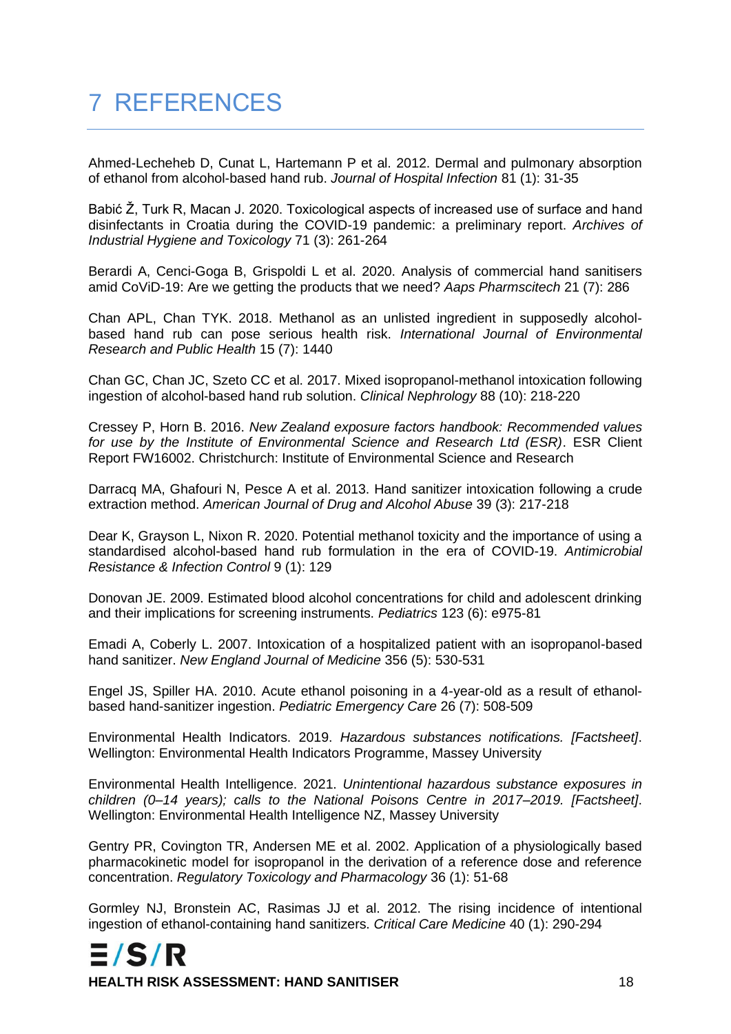# 7 REFERENCES

Ahmed-Lecheheb D, Cunat L, Hartemann P et al. 2012. Dermal and pulmonary absorption of ethanol from alcohol-based hand rub. *Journal of Hospital Infection* 81 (1): 31-35

Babić Ž, Turk R, Macan J. 2020. Toxicological aspects of increased use of surface and hand disinfectants in Croatia during the COVID-19 pandemic: a preliminary report. *Archives of Industrial Hygiene and Toxicology* 71 (3): 261-264

Berardi A, Cenci-Goga B, Grispoldi L et al. 2020. Analysis of commercial hand sanitisers amid CoViD-19: Are we getting the products that we need? *Aaps Pharmscitech* 21 (7): 286

Chan APL, Chan TYK. 2018. Methanol as an unlisted ingredient in supposedly alcohol-based hand rub can pose serious health risk. *International Journal of Environmental Research and Public Health* 15 (7): 1440

Chan GC, Chan JC, Szeto CC et al. 2017. Mixed isopropanol-methanol intoxication following ingestion of alcohol-based hand rub solution. *Clinical Nephrology* 88 (10): 218-220

Cressey P, Horn B. 2016. *New Zealand exposure factors handbook: Recommended values for use by the Institute of Environmental Science and Research Ltd (ESR)*. ESR Client Report FW16002. Christchurch: Institute of Environmental Science and Research

Darracq MA, Ghafouri N, Pesce A et al. 2013. Hand sanitizer intoxication following a crude extraction method. *American Journal of Drug and Alcohol Abuse* 39 (3): 217-218

Dear K, Grayson L, Nixon R. 2020. Potential methanol toxicity and the importance of using a standardised alcohol-based hand rub formulation in the era of COVID-19. *Antimicrobial Resistance & Infection Control* 9 (1): 129

Donovan JE. 2009. Estimated blood alcohol concentrations for child and adolescent drinking and their implications for screening instruments. *Pediatrics* 123 (6): e975-81

Emadi A, Coberly L. 2007. Intoxication of a hospitalized patient with an isopropanol-based hand sanitizer. *New England Journal of Medicine* 356 (5): 530-531

Engel JS, Spiller HA. 2010. Acute ethanol poisoning in a 4-year-old as a result of ethanol-based hand-sanitizer ingestion. *Pediatric Emergency Care* 26 (7): 508-509

Environmental Health Indicators. 2019. *Hazardous substances notifications. [Factsheet]*. Wellington: Environmental Health Indicators Programme, Massey University

Environmental Health Intelligence. 2021. *Unintentional hazardous substance exposures in children (0–14 years); calls to the National Poisons Centre in 2017–2019. [Factsheet]*. Wellington: Environmental Health Intelligence NZ, Massey University

Gentry PR, Covington TR, Andersen ME et al. 2002. Application of a physiologically based pharmacokinetic model for isopropanol in the derivation of a reference dose and reference concentration. *Regulatory Toxicology and Pharmacology* 36 (1): 51-68

Gormley NJ, Bronstein AC, Rasimas JJ et al. 2012. The rising incidence of intentional ingestion of ethanol-containing hand sanitizers. *Critical Care Medicine* 40 (1): 290-294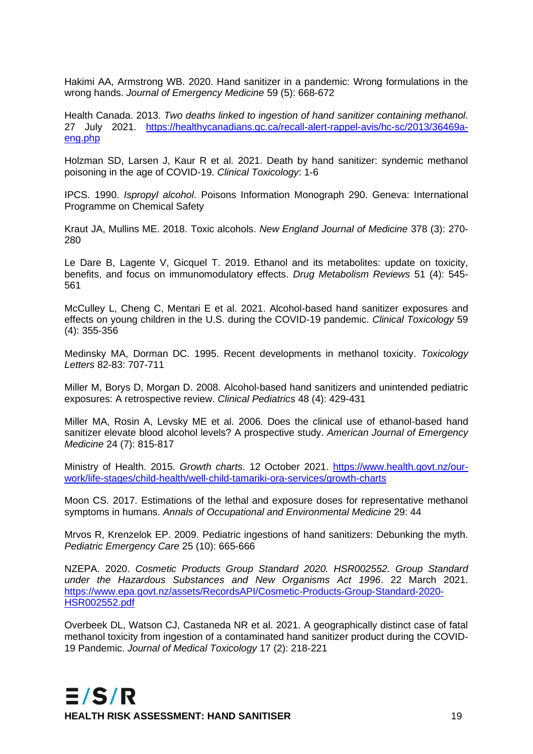Hakimi AA, Armstrong WB. 2020. Hand sanitizer in a pandemic: Wrong formulations in the wrong hands. *Journal of Emergency Medicine* 59 (5): 668-672

Health Canada. 2013. *Two deaths linked to ingestion of hand sanitizer containing methanol*. 27 July 2021. [https://healthycanadians.gc.ca/recall-alert-rappel-avis/hc-sc/2013/36469a-eng.php](https://healthycanadians.gc.ca/recall-alert-rappel-avis/hc-sc/2013/36469a-eng.php)

Holzman SD, Larsen J, Kaur R et al. 2021. Death by hand sanitizer: syndemic methanol poisoning in the age of COVID-19. *Clinical Toxicology*: 1-6

IPCS. 1990. *Ispropyl alcohol*. Poisons Information Monograph 290. Geneva: International Programme on Chemical Safety

Kraut JA, Mullins ME. 2018. Toxic alcohols. *New England Journal of Medicine* 378 (3): 270-280

Le Dare B, Lagente V, Gicquel T. 2019. Ethanol and its metabolites: update on toxicity, benefits, and focus on immunomodulatory effects. *Drug Metabolism Reviews* 51 (4): 545-561

McCulley L, Cheng C, Mentari E et al. 2021. Alcohol-based hand sanitizer exposures and effects on young children in the U.S. during the COVID-19 pandemic. *Clinical Toxicology* 59 (4): 355-356

Medinsky MA, Dorman DC. 1995. Recent developments in methanol toxicity. *Toxicology Letters* 82-83: 707-711

Miller M, Borys D, Morgan D. 2008. Alcohol-based hand sanitizers and unintended pediatric exposures: A retrospective review. *Clinical Pediatrics* 48 (4): 429-431

Miller MA, Rosin A, Levsky ME et al. 2006. Does the clinical use of ethanol-based hand sanitizer elevate blood alcohol levels? A prospective study. *American Journal of Emergency Medicine* 24 (7): 815-817

Ministry of Health. 2015. *Growth charts*. 12 October 2021. [https://www.health.govt.nz/our-work/life-stages/child-health/well-child-tamariki-ora-services/growth-charts](https://www.health.govt.nz/our-work/life-stages/child-health/well-child-tamariki-ora-services/growth-charts)

Moon CS. 2017. Estimations of the lethal and exposure doses for representative methanol symptoms in humans. *Annals of Occupational and Environmental Medicine* 29: 44

Mrvos R, Krenzelok EP. 2009. Pediatric ingestions of hand sanitizers: Debunking the myth. *Pediatric Emergency Care* 25 (10): 665-666

NZEPA. 2020. *Cosmetic Products Group Standard 2020. HSR002552. Group Standard under the Hazardous Substances and New Organisms Act 1996*. 22 March 2021. [https://www.epa.govt.nz/assets/RecordsAPI/Cosmetic-Products-Group-Standard-2020-HSR002552.pdf](https://www.epa.govt.nz/assets/RecordsAPI/Cosmetic-Products-Group-Standard-2020-HSR002552.pdf)

Overbeek DL, Watson CJ, Castaneda NR et al. 2021. A geographically distinct case of fatal methanol toxicity from ingestion of a contaminated hand sanitizer product during the COVID-19 Pandemic. *Journal of Medical Toxicology* 17 (2): 218-221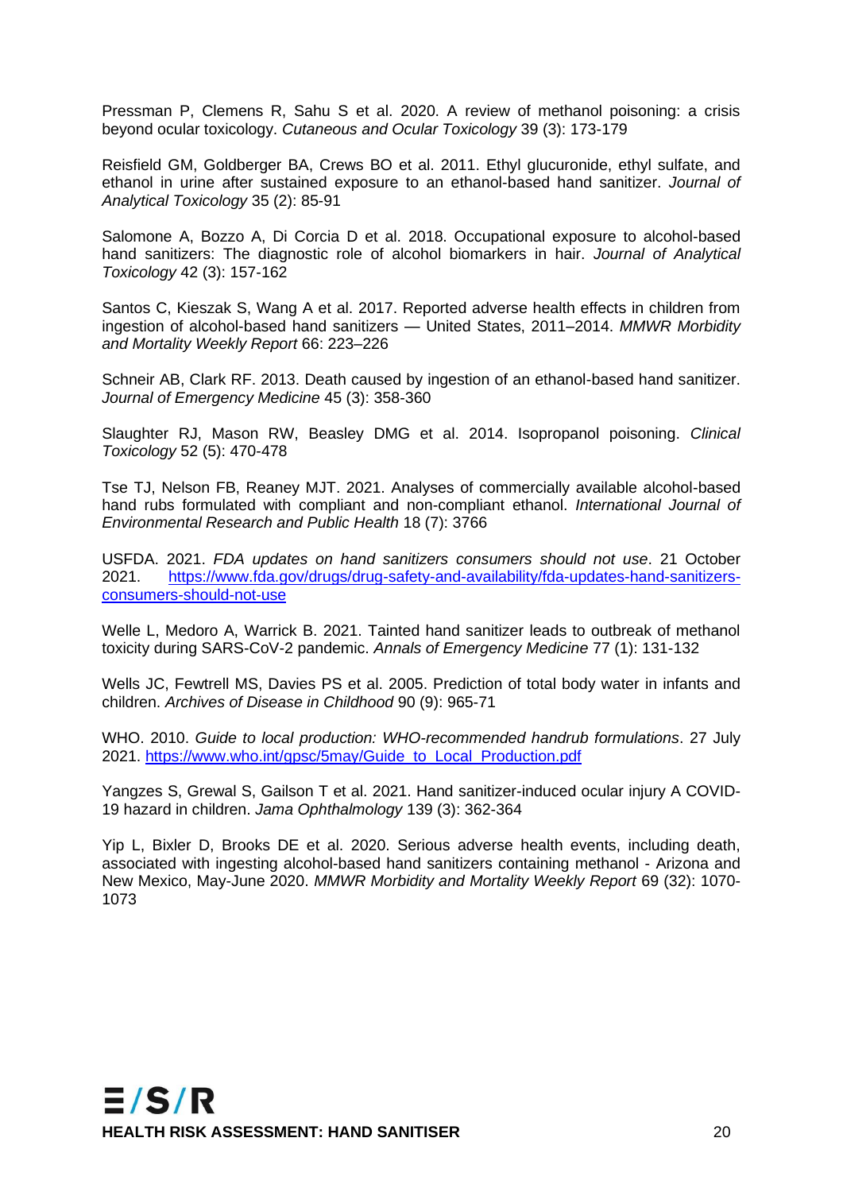Pressman P, Clemens R, Sahu S et al. 2020. A review of methanol poisoning: a crisis beyond ocular toxicology. *Cutaneous and Ocular Toxicology* 39 (3): 173-179

Reisfield GM, Goldberger BA, Crews BO et al. 2011. Ethyl glucuronide, ethyl sulfate, and ethanol in urine after sustained exposure to an ethanol-based hand sanitizer. *Journal of Analytical Toxicology* 35 (2): 85-91

Salomone A, Bozzo A, Di Corcia D et al. 2018. Occupational exposure to alcohol-based hand sanitizers: The diagnostic role of alcohol biomarkers in hair. *Journal of Analytical Toxicology* 42 (3): 157-162

Santos C, Kieszak S, Wang A et al. 2017. Reported adverse health effects in children from ingestion of alcohol-based hand sanitizers — United States, 2011–2014. *MMWR Morbidity and Mortality Weekly Report* 66: 223–226

Schneir AB, Clark RF. 2013. Death caused by ingestion of an ethanol-based hand sanitizer. *Journal of Emergency Medicine* 45 (3): 358-360

Slaughter RJ, Mason RW, Beasley DMG et al. 2014. Isopropanol poisoning. *Clinical Toxicology* 52 (5): 470-478

Tse TJ, Nelson FB, Reaney MJT. 2021. Analyses of commercially available alcohol-based hand rubs formulated with compliant and non-compliant ethanol. *International Journal of Environmental Research and Public Health* 18 (7): 3766

USFDA. 2021. *FDA updates on hand sanitizers consumers should not use*. 21 October 2021. https://www.fda.gov/drugs/drug-safety-and-availability/fda-updates-hand-sanitizers-consumers-should-not-use

Welle L, Medoro A, Warrick B. 2021. Tainted hand sanitizer leads to outbreak of methanol toxicity during SARS-CoV-2 pandemic. *Annals of Emergency Medicine* 77 (1): 131-132

Wells JC, Fewtrell MS, Davies PS et al. 2005. Prediction of total body water in infants and children. *Archives of Disease in Childhood* 90 (9): 965-71

WHO. 2010. *Guide to local production: WHO-recommended handrub formulations*. 27 July 2021. https://www.who.int/gpsc/5may/Guide_to_Local_Production.pdf

Yangzes S, Grewal S, Gailson T et al. 2021. Hand sanitizer-induced ocular injury A COVID-19 hazard in children. *Jama Ophthalmology* 139 (3): 362-364

Yip L, Bixler D, Brooks DE et al. 2020. Serious adverse health events, including death, associated with ingesting alcohol-based hand sanitizers containing methanol - Arizona and New Mexico, May-June 2020. *MMWR Morbidity and Mortality Weekly Report* 69 (32): 1070-1073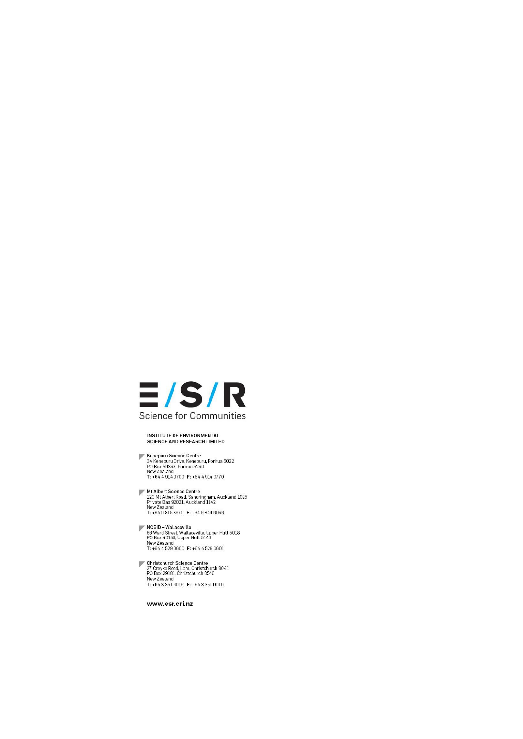E/S/R

Science for Communities

**INSTITUTE OF ENVIRONMENTAL SCIENCE AND RESEARCH LIMITED**

**Kenepuru Science Centre**
34 Kenepuru Drive, Kenepuru, Porirua 5022
PO Box 50348, Porirua 5240
New Zealand
**T:** +64 4 914 0700 **F:** +64 4 914 0770

**Mt Albert Science Centre**
120 Mt Albert Road, Sandringham, Auckland 1025
Private Bag 92021, Auckland 1142
New Zealand
**T:** +64 9 815 3670 **F:** +64 9 849 6046

**NCBID – Wallaceville**
66 Ward Street, Wallaceville, Upper Hutt 5018
PO Box 40158, Upper Hutt 5140
New Zealand
**T:** +64 4 529 0600 **F:** +64 4 529 0601

**Christchurch Science Centre**
27 Creyke Road, Ilam, Christchurch 8041
PO Box 29181, Christchurch 8540
New Zealand
**T:** +64 3 351 6019 **F:** +64 3 351 0010

**www.esr.cri.nz**